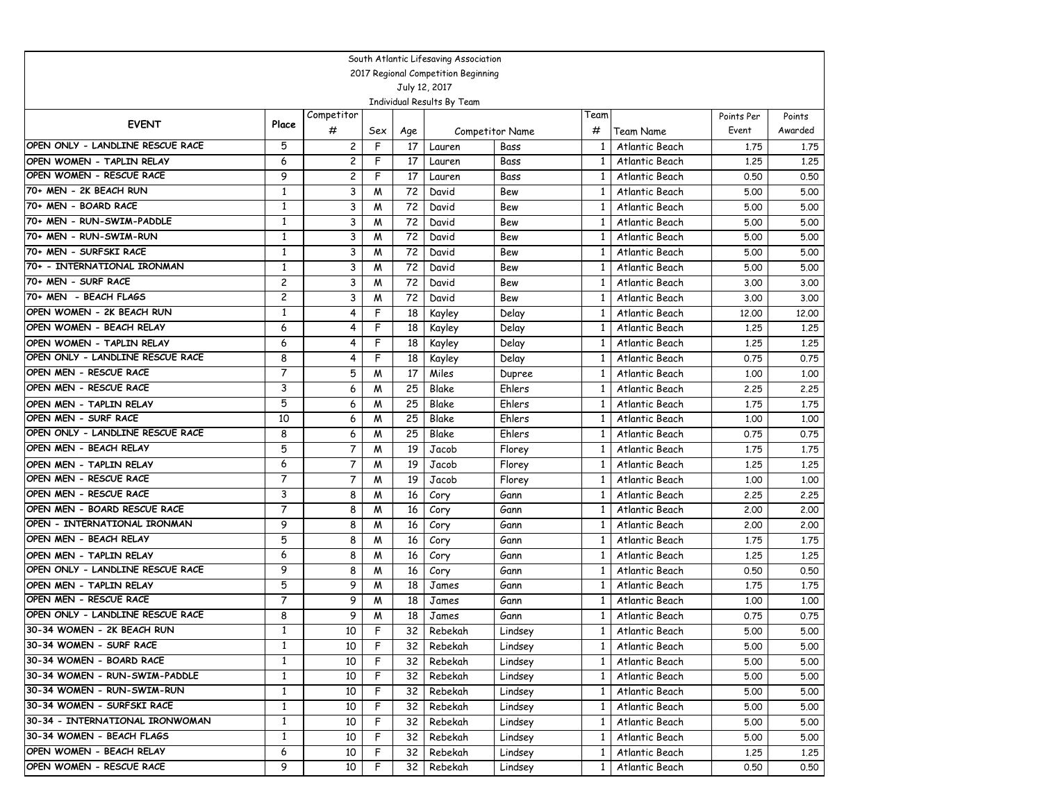South Atlantic Lifesaving Association

2017 Regional Competition Beginning

July 12, 2017

Individual Results By Team

| EVENT | Place | Competitor # | Sex | Age | Competitor Name | | Team # | Team Name | Points Per Event | Points Awarded |
|---|---|---|---|---|---|---|---|---|---|---|
| OPEN ONLY - LANDLINE RESCUE RACE | 5 | 2 | F | 17 | Lauren | Bass | 1 | Atlantic Beach | 1.75 | 1.75 |
| OPEN WOMEN - TAPLIN RELAY | 6 | 2 | F | 17 | Lauren | Bass | 1 | Atlantic Beach | 1.25 | 1.25 |
| OPEN WOMEN - RESCUE RACE | 9 | 2 | F | 17 | Lauren | Bass | 1 | Atlantic Beach | 0.50 | 0.50 |
| 70+ MEN - 2K BEACH RUN | 1 | 3 | M | 72 | David | Bew | 1 | Atlantic Beach | 5.00 | 5.00 |
| 70+ MEN - BOARD RACE | 1 | 3 | M | 72 | David | Bew | 1 | Atlantic Beach | 5.00 | 5.00 |
| 70+ MEN - RUN-SWIM-PADDLE | 1 | 3 | M | 72 | David | Bew | 1 | Atlantic Beach | 5.00 | 5.00 |
| 70+ MEN - RUN-SWIM-RUN | 1 | 3 | M | 72 | David | Bew | 1 | Atlantic Beach | 5.00 | 5.00 |
| 70+ MEN - SURFSKI RACE | 1 | 3 | M | 72 | David | Bew | 1 | Atlantic Beach | 5.00 | 5.00 |
| 70+ - INTERNATIONAL IRONMAN | 1 | 3 | M | 72 | David | Bew | 1 | Atlantic Beach | 5.00 | 5.00 |
| 70+ MEN - SURF RACE | 2 | 3 | M | 72 | David | Bew | 1 | Atlantic Beach | 3.00 | 3.00 |
| 70+ MEN - BEACH FLAGS | 2 | 3 | M | 72 | David | Bew | 1 | Atlantic Beach | 3.00 | 3.00 |
| OPEN WOMEN - 2K BEACH RUN | 1 | 4 | F | 18 | Kayley | Delay | 1 | Atlantic Beach | 12.00 | 12.00 |
| OPEN WOMEN - BEACH RELAY | 6 | 4 | F | 18 | Kayley | Delay | 1 | Atlantic Beach | 1.25 | 1.25 |
| OPEN WOMEN - TAPLIN RELAY | 6 | 4 | F | 18 | Kayley | Delay | 1 | Atlantic Beach | 1.25 | 1.25 |
| OPEN ONLY - LANDLINE RESCUE RACE | 8 | 4 | F | 18 | Kayley | Delay | 1 | Atlantic Beach | 0.75 | 0.75 |
| OPEN MEN - RESCUE RACE | 7 | 5 | M | 17 | Miles | Dupree | 1 | Atlantic Beach | 1.00 | 1.00 |
| OPEN MEN - RESCUE RACE | 3 | 6 | M | 25 | Blake | Ehlers | 1 | Atlantic Beach | 2.25 | 2.25 |
| OPEN MEN - TAPLIN RELAY | 5 | 6 | M | 25 | Blake | Ehlers | 1 | Atlantic Beach | 1.75 | 1.75 |
| OPEN MEN - SURF RACE | 10 | 6 | M | 25 | Blake | Ehlers | 1 | Atlantic Beach | 1.00 | 1.00 |
| OPEN ONLY - LANDLINE RESCUE RACE | 8 | 6 | M | 25 | Blake | Ehlers | 1 | Atlantic Beach | 0.75 | 0.75 |
| OPEN MEN - BEACH RELAY | 5 | 7 | M | 19 | Jacob | Florey | 1 | Atlantic Beach | 1.75 | 1.75 |
| OPEN MEN - TAPLIN RELAY | 6 | 7 | M | 19 | Jacob | Florey | 1 | Atlantic Beach | 1.25 | 1.25 |
| OPEN MEN - RESCUE RACE | 7 | 7 | M | 19 | Jacob | Florey | 1 | Atlantic Beach | 1.00 | 1.00 |
| OPEN MEN - RESCUE RACE | 3 | 8 | M | 16 | Cory | Gann | 1 | Atlantic Beach | 2.25 | 2.25 |
| OPEN MEN - BOARD RESCUE RACE | 7 | 8 | M | 16 | Cory | Gann | 1 | Atlantic Beach | 2.00 | 2.00 |
| OPEN - INTERNATIONAL IRONMAN | 9 | 8 | M | 16 | Cory | Gann | 1 | Atlantic Beach | 2.00 | 2.00 |
| OPEN MEN - BEACH RELAY | 5 | 8 | M | 16 | Cory | Gann | 1 | Atlantic Beach | 1.75 | 1.75 |
| OPEN MEN - TAPLIN RELAY | 6 | 8 | M | 16 | Cory | Gann | 1 | Atlantic Beach | 1.25 | 1.25 |
| OPEN ONLY - LANDLINE RESCUE RACE | 9 | 8 | M | 16 | Cory | Gann | 1 | Atlantic Beach | 0.50 | 0.50 |
| OPEN MEN - TAPLIN RELAY | 5 | 9 | M | 18 | James | Gann | 1 | Atlantic Beach | 1.75 | 1.75 |
| OPEN MEN - RESCUE RACE | 7 | 9 | M | 18 | James | Gann | 1 | Atlantic Beach | 1.00 | 1.00 |
| OPEN ONLY - LANDLINE RESCUE RACE | 8 | 9 | M | 18 | James | Gann | 1 | Atlantic Beach | 0.75 | 0.75 |
| 30-34 WOMEN - 2K BEACH RUN | 1 | 10 | F | 32 | Rebekah | Lindsey | 1 | Atlantic Beach | 5.00 | 5.00 |
| 30-34 WOMEN - SURF RACE | 1 | 10 | F | 32 | Rebekah | Lindsey | 1 | Atlantic Beach | 5.00 | 5.00 |
| 30-34 WOMEN - BOARD RACE | 1 | 10 | F | 32 | Rebekah | Lindsey | 1 | Atlantic Beach | 5.00 | 5.00 |
| 30-34 WOMEN - RUN-SWIM-PADDLE | 1 | 10 | F | 32 | Rebekah | Lindsey | 1 | Atlantic Beach | 5.00 | 5.00 |
| 30-34 WOMEN - RUN-SWIM-RUN | 1 | 10 | F | 32 | Rebekah | Lindsey | 1 | Atlantic Beach | 5.00 | 5.00 |
| 30-34 WOMEN - SURFSKI RACE | 1 | 10 | F | 32 | Rebekah | Lindsey | 1 | Atlantic Beach | 5.00 | 5.00 |
| 30-34 - INTERNATIONAL IRONWOMAN | 1 | 10 | F | 32 | Rebekah | Lindsey | 1 | Atlantic Beach | 5.00 | 5.00 |
| 30-34 WOMEN - BEACH FLAGS | 1 | 10 | F | 32 | Rebekah | Lindsey | 1 | Atlantic Beach | 5.00 | 5.00 |
| OPEN WOMEN - BEACH RELAY | 6 | 10 | F | 32 | Rebekah | Lindsey | 1 | Atlantic Beach | 1.25 | 1.25 |
| OPEN WOMEN - RESCUE RACE | 9 | 10 | F | 32 | Rebekah | Lindsey | 1 | Atlantic Beach | 0.50 | 0.50 |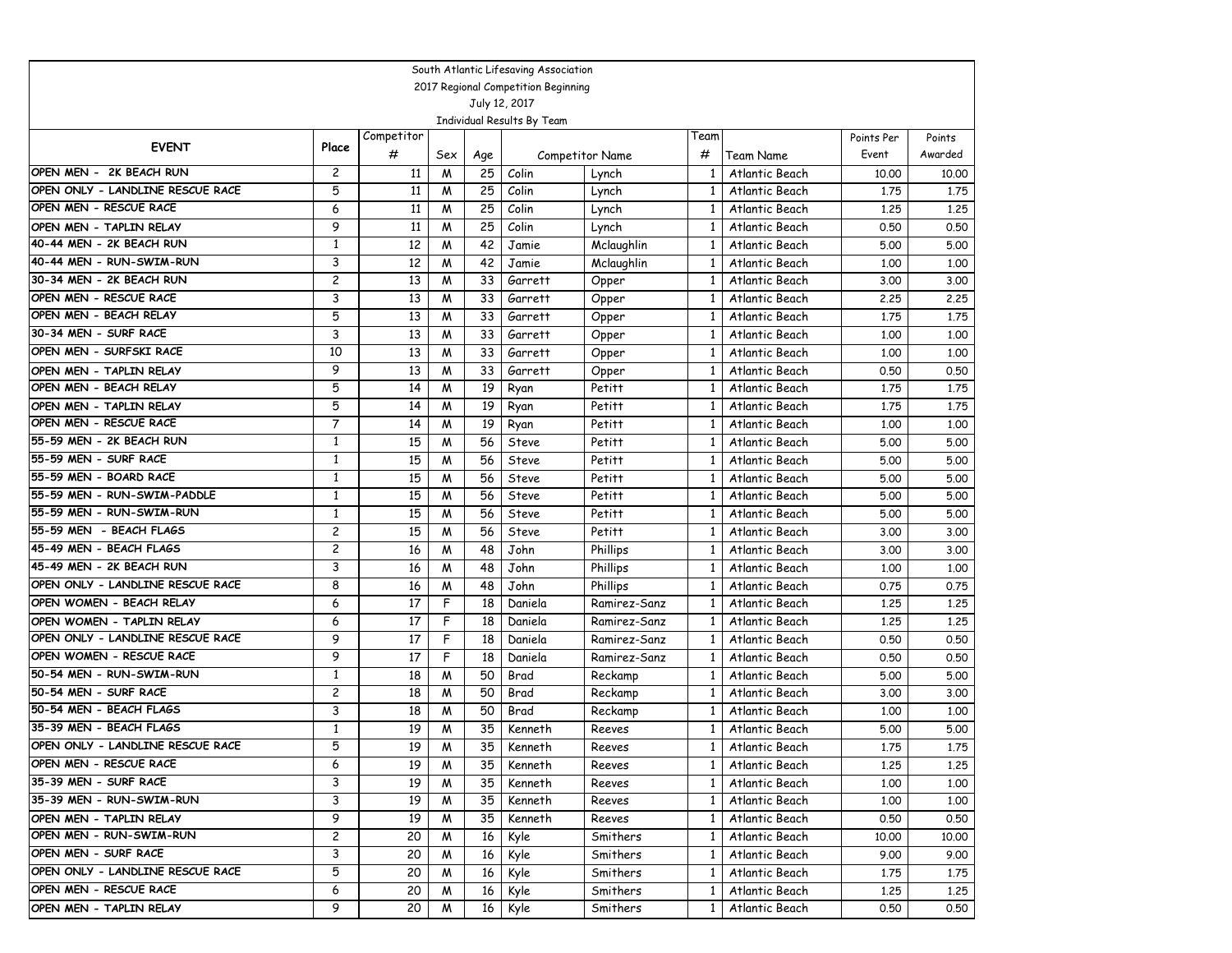South Atlantic Lifesaving Association

2017 Regional Competition Beginning

July 12, 2017

Individual Results By Team

| EVENT | Place | Competitor # | Sex | Age | Competitor Name | | Team # | Team Name | Points Per Event | Points Awarded |
|---|---|---|---|---|---|---|---|---|---|---|
| OPEN MEN - 2K BEACH RUN | 2 | 11 | M | 25 | Colin | Lynch | 1 | Atlantic Beach | 10.00 | 10.00 |
| OPEN ONLY - LANDLINE RESCUE RACE | 5 | 11 | M | 25 | Colin | Lynch | 1 | Atlantic Beach | 1.75 | 1.75 |
| OPEN MEN - RESCUE RACE | 6 | 11 | M | 25 | Colin | Lynch | 1 | Atlantic Beach | 1.25 | 1.25 |
| OPEN MEN - TAPLIN RELAY | 9 | 11 | M | 25 | Colin | Lynch | 1 | Atlantic Beach | 0.50 | 0.50 |
| 40-44 MEN - 2K BEACH RUN | 1 | 12 | M | 42 | Jamie | Mclaughlin | 1 | Atlantic Beach | 5.00 | 5.00 |
| 40-44 MEN - RUN-SWIM-RUN | 3 | 12 | M | 42 | Jamie | Mclaughlin | 1 | Atlantic Beach | 1.00 | 1.00 |
| 30-34 MEN - 2K BEACH RUN | 2 | 13 | M | 33 | Garrett | Opper | 1 | Atlantic Beach | 3.00 | 3.00 |
| OPEN MEN - RESCUE RACE | 3 | 13 | M | 33 | Garrett | Opper | 1 | Atlantic Beach | 2.25 | 2.25 |
| OPEN MEN - BEACH RELAY | 5 | 13 | M | 33 | Garrett | Opper | 1 | Atlantic Beach | 1.75 | 1.75 |
| 30-34 MEN - SURF RACE | 3 | 13 | M | 33 | Garrett | Opper | 1 | Atlantic Beach | 1.00 | 1.00 |
| OPEN MEN - SURFSKI RACE | 10 | 13 | M | 33 | Garrett | Opper | 1 | Atlantic Beach | 1.00 | 1.00 |
| OPEN MEN - TAPLIN RELAY | 9 | 13 | M | 33 | Garrett | Opper | 1 | Atlantic Beach | 0.50 | 0.50 |
| OPEN MEN - BEACH RELAY | 5 | 14 | M | 19 | Ryan | Petitt | 1 | Atlantic Beach | 1.75 | 1.75 |
| OPEN MEN - TAPLIN RELAY | 5 | 14 | M | 19 | Ryan | Petitt | 1 | Atlantic Beach | 1.75 | 1.75 |
| OPEN MEN - RESCUE RACE | 7 | 14 | M | 19 | Ryan | Petitt | 1 | Atlantic Beach | 1.00 | 1.00 |
| 55-59 MEN - 2K BEACH RUN | 1 | 15 | M | 56 | Steve | Petitt | 1 | Atlantic Beach | 5.00 | 5.00 |
| 55-59 MEN - SURF RACE | 1 | 15 | M | 56 | Steve | Petitt | 1 | Atlantic Beach | 5.00 | 5.00 |
| 55-59 MEN - BOARD RACE | 1 | 15 | M | 56 | Steve | Petitt | 1 | Atlantic Beach | 5.00 | 5.00 |
| 55-59 MEN - RUN-SWIM-PADDLE | 1 | 15 | M | 56 | Steve | Petitt | 1 | Atlantic Beach | 5.00 | 5.00 |
| 55-59 MEN - RUN-SWIM-RUN | 1 | 15 | M | 56 | Steve | Petitt | 1 | Atlantic Beach | 5.00 | 5.00 |
| 55-59 MEN - BEACH FLAGS | 2 | 15 | M | 56 | Steve | Petitt | 1 | Atlantic Beach | 3.00 | 3.00 |
| 45-49 MEN - BEACH FLAGS | 2 | 16 | M | 48 | John | Phillips | 1 | Atlantic Beach | 3.00 | 3.00 |
| 45-49 MEN - 2K BEACH RUN | 3 | 16 | M | 48 | John | Phillips | 1 | Atlantic Beach | 1.00 | 1.00 |
| OPEN ONLY - LANDLINE RESCUE RACE | 8 | 16 | M | 48 | John | Phillips | 1 | Atlantic Beach | 0.75 | 0.75 |
| OPEN WOMEN - BEACH RELAY | 6 | 17 | F | 18 | Daniela | Ramirez-Sanz | 1 | Atlantic Beach | 1.25 | 1.25 |
| OPEN WOMEN - TAPLIN RELAY | 6 | 17 | F | 18 | Daniela | Ramirez-Sanz | 1 | Atlantic Beach | 1.25 | 1.25 |
| OPEN ONLY - LANDLINE RESCUE RACE | 9 | 17 | F | 18 | Daniela | Ramirez-Sanz | 1 | Atlantic Beach | 0.50 | 0.50 |
| OPEN WOMEN - RESCUE RACE | 9 | 17 | F | 18 | Daniela | Ramirez-Sanz | 1 | Atlantic Beach | 0.50 | 0.50 |
| 50-54 MEN - RUN-SWIM-RUN | 1 | 18 | M | 50 | Brad | Reckamp | 1 | Atlantic Beach | 5.00 | 5.00 |
| 50-54 MEN - SURF RACE | 2 | 18 | M | 50 | Brad | Reckamp | 1 | Atlantic Beach | 3.00 | 3.00 |
| 50-54 MEN - BEACH FLAGS | 3 | 18 | M | 50 | Brad | Reckamp | 1 | Atlantic Beach | 1.00 | 1.00 |
| 35-39 MEN - BEACH FLAGS | 1 | 19 | M | 35 | Kenneth | Reeves | 1 | Atlantic Beach | 5.00 | 5.00 |
| OPEN ONLY - LANDLINE RESCUE RACE | 5 | 19 | M | 35 | Kenneth | Reeves | 1 | Atlantic Beach | 1.75 | 1.75 |
| OPEN MEN - RESCUE RACE | 6 | 19 | M | 35 | Kenneth | Reeves | 1 | Atlantic Beach | 1.25 | 1.25 |
| 35-39 MEN - SURF RACE | 3 | 19 | M | 35 | Kenneth | Reeves | 1 | Atlantic Beach | 1.00 | 1.00 |
| 35-39 MEN - RUN-SWIM-RUN | 3 | 19 | M | 35 | Kenneth | Reeves | 1 | Atlantic Beach | 1.00 | 1.00 |
| OPEN MEN - TAPLIN RELAY | 9 | 19 | M | 35 | Kenneth | Reeves | 1 | Atlantic Beach | 0.50 | 0.50 |
| OPEN MEN - RUN-SWIM-RUN | 2 | 20 | M | 16 | Kyle | Smithers | 1 | Atlantic Beach | 10.00 | 10.00 |
| OPEN MEN - SURF RACE | 3 | 20 | M | 16 | Kyle | Smithers | 1 | Atlantic Beach | 9.00 | 9.00 |
| OPEN ONLY - LANDLINE RESCUE RACE | 5 | 20 | M | 16 | Kyle | Smithers | 1 | Atlantic Beach | 1.75 | 1.75 |
| OPEN MEN - RESCUE RACE | 6 | 20 | M | 16 | Kyle | Smithers | 1 | Atlantic Beach | 1.25 | 1.25 |
| OPEN MEN - TAPLIN RELAY | 9 | 20 | M | 16 | Kyle | Smithers | 1 | Atlantic Beach | 0.50 | 0.50 |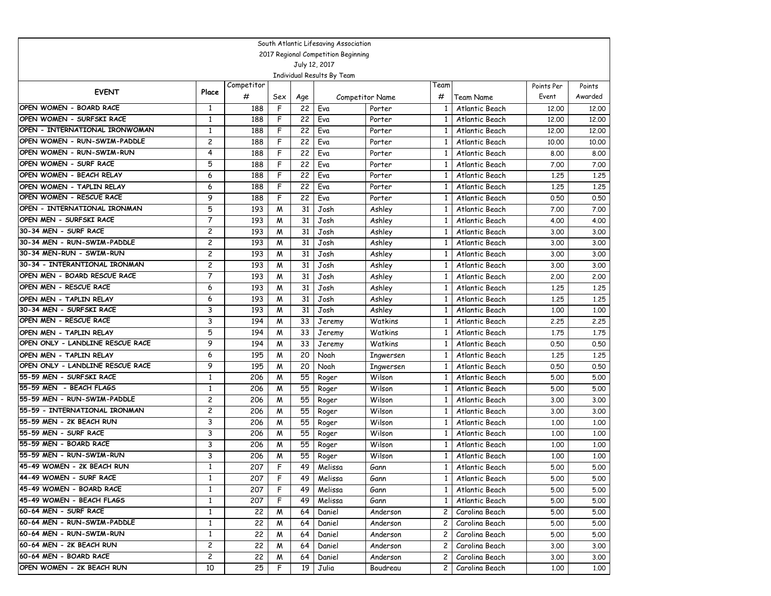South Atlantic Lifesaving Association

2017 Regional Competition Beginning

July 12, 2017

Individual Results By Team

| EVENT | Place | Competitor # | Sex | Age | Competitor Name | | Team # | Team Name | Points Per Event | Points Awarded |
|---|---|---|---|---|---|---|---|---|---|---|
| OPEN WOMEN - BOARD RACE | 1 | 188 | F | 22 | Eva | Porter | 1 | Atlantic Beach | 12.00 | 12.00 |
| OPEN WOMEN - SURFSKI RACE | 1 | 188 | F | 22 | Eva | Porter | 1 | Atlantic Beach | 12.00 | 12.00 |
| OPEN - INTERNATIONAL IRONWOMAN | 1 | 188 | F | 22 | Eva | Porter | 1 | Atlantic Beach | 12.00 | 12.00 |
| OPEN WOMEN - RUN-SWIM-PADDLE | 2 | 188 | F | 22 | Eva | Porter | 1 | Atlantic Beach | 10.00 | 10.00 |
| OPEN WOMEN - RUN-SWIM-RUN | 4 | 188 | F | 22 | Eva | Porter | 1 | Atlantic Beach | 8.00 | 8.00 |
| OPEN WOMEN - SURF RACE | 5 | 188 | F | 22 | Eva | Porter | 1 | Atlantic Beach | 7.00 | 7.00 |
| OPEN WOMEN - BEACH RELAY | 6 | 188 | F | 22 | Eva | Porter | 1 | Atlantic Beach | 1.25 | 1.25 |
| OPEN WOMEN - TAPLIN RELAY | 6 | 188 | F | 22 | Eva | Porter | 1 | Atlantic Beach | 1.25 | 1.25 |
| OPEN WOMEN - RESCUE RACE | 9 | 188 | F | 22 | Eva | Porter | 1 | Atlantic Beach | 0.50 | 0.50 |
| OPEN - INTERNATIONAL IRONMAN | 5 | 193 | M | 31 | Josh | Ashley | 1 | Atlantic Beach | 7.00 | 7.00 |
| OPEN MEN - SURFSKI RACE | 7 | 193 | M | 31 | Josh | Ashley | 1 | Atlantic Beach | 4.00 | 4.00 |
| 30-34 MEN - SURF RACE | 2 | 193 | M | 31 | Josh | Ashley | 1 | Atlantic Beach | 3.00 | 3.00 |
| 30-34 MEN - RUN-SWIM-PADDLE | 2 | 193 | M | 31 | Josh | Ashley | 1 | Atlantic Beach | 3.00 | 3.00 |
| 30-34 MEN-RUN - SWIM-RUN | 2 | 193 | M | 31 | Josh | Ashley | 1 | Atlantic Beach | 3.00 | 3.00 |
| 30-34 - INTERANTIONAL IRONMAN | 2 | 193 | M | 31 | Josh | Ashley | 1 | Atlantic Beach | 3.00 | 3.00 |
| OPEN MEN - BOARD RESCUE RACE | 7 | 193 | M | 31 | Josh | Ashley | 1 | Atlantic Beach | 2.00 | 2.00 |
| OPEN MEN - RESCUE RACE | 6 | 193 | M | 31 | Josh | Ashley | 1 | Atlantic Beach | 1.25 | 1.25 |
| OPEN MEN - TAPLIN RELAY | 6 | 193 | M | 31 | Josh | Ashley | 1 | Atlantic Beach | 1.25 | 1.25 |
| 30-34 MEN - SURFSKI RACE | 3 | 193 | M | 31 | Josh | Ashley | 1 | Atlantic Beach | 1.00 | 1.00 |
| OPEN MEN - RESCUE RACE | 3 | 194 | M | 33 | Jeremy | Watkins | 1 | Atlantic Beach | 2.25 | 2.25 |
| OPEN MEN - TAPLIN RELAY | 5 | 194 | M | 33 | Jeremy | Watkins | 1 | Atlantic Beach | 1.75 | 1.75 |
| OPEN ONLY - LANDLINE RESCUE RACE | 9 | 194 | M | 33 | Jeremy | Watkins | 1 | Atlantic Beach | 0.50 | 0.50 |
| OPEN MEN - TAPLIN RELAY | 6 | 195 | M | 20 | Noah | Ingwersen | 1 | Atlantic Beach | 1.25 | 1.25 |
| OPEN ONLY - LANDLINE RESCUE RACE | 9 | 195 | M | 20 | Noah | Ingwersen | 1 | Atlantic Beach | 0.50 | 0.50 |
| 55-59 MEN - SURFSKI RACE | 1 | 206 | M | 55 | Roger | Wilson | 1 | Atlantic Beach | 5.00 | 5.00 |
| 55-59 MEN - BEACH FLAGS | 1 | 206 | M | 55 | Roger | Wilson | 1 | Atlantic Beach | 5.00 | 5.00 |
| 55-59 MEN - RUN-SWIM-PADDLE | 2 | 206 | M | 55 | Roger | Wilson | 1 | Atlantic Beach | 3.00 | 3.00 |
| 55-59 - INTERNATIONAL IRONMAN | 2 | 206 | M | 55 | Roger | Wilson | 1 | Atlantic Beach | 3.00 | 3.00 |
| 55-59 MEN - 2K BEACH RUN | 3 | 206 | M | 55 | Roger | Wilson | 1 | Atlantic Beach | 1.00 | 1.00 |
| 55-59 MEN - SURF RACE | 3 | 206 | M | 55 | Roger | Wilson | 1 | Atlantic Beach | 1.00 | 1.00 |
| 55-59 MEN - BOARD RACE | 3 | 206 | M | 55 | Roger | Wilson | 1 | Atlantic Beach | 1.00 | 1.00 |
| 55-59 MEN - RUN-SWIM-RUN | 3 | 206 | M | 55 | Roger | Wilson | 1 | Atlantic Beach | 1.00 | 1.00 |
| 45-49 WOMEN - 2K BEACH RUN | 1 | 207 | F | 49 | Melissa | Gann | 1 | Atlantic Beach | 5.00 | 5.00 |
| 44-49 WOMEN - SURF RACE | 1 | 207 | F | 49 | Melissa | Gann | 1 | Atlantic Beach | 5.00 | 5.00 |
| 45-49 WOMEN - BOARD RACE | 1 | 207 | F | 49 | Melissa | Gann | 1 | Atlantic Beach | 5.00 | 5.00 |
| 45-49 WOMEN - BEACH FLAGS | 1 | 207 | F | 49 | Melissa | Gann | 1 | Atlantic Beach | 5.00 | 5.00 |
| 60-64 MEN - SURF RACE | 1 | 22 | M | 64 | Daniel | Anderson | 2 | Carolina Beach | 5.00 | 5.00 |
| 60-64 MEN - RUN-SWIM-PADDLE | 1 | 22 | M | 64 | Daniel | Anderson | 2 | Carolina Beach | 5.00 | 5.00 |
| 60-64 MEN - RUN-SWIM-RUN | 1 | 22 | M | 64 | Daniel | Anderson | 2 | Carolina Beach | 5.00 | 5.00 |
| 60-64 MEN - 2K BEACH RUN | 2 | 22 | M | 64 | Daniel | Anderson | 2 | Carolina Beach | 3.00 | 3.00 |
| 60-64 MEN - BOARD RACE | 2 | 22 | M | 64 | Daniel | Anderson | 2 | Carolina Beach | 3.00 | 3.00 |
| OPEN WOMEN - 2K BEACH RUN | 10 | 25 | F | 19 | Julia | Boudreau | 2 | Carolina Beach | 1.00 | 1.00 |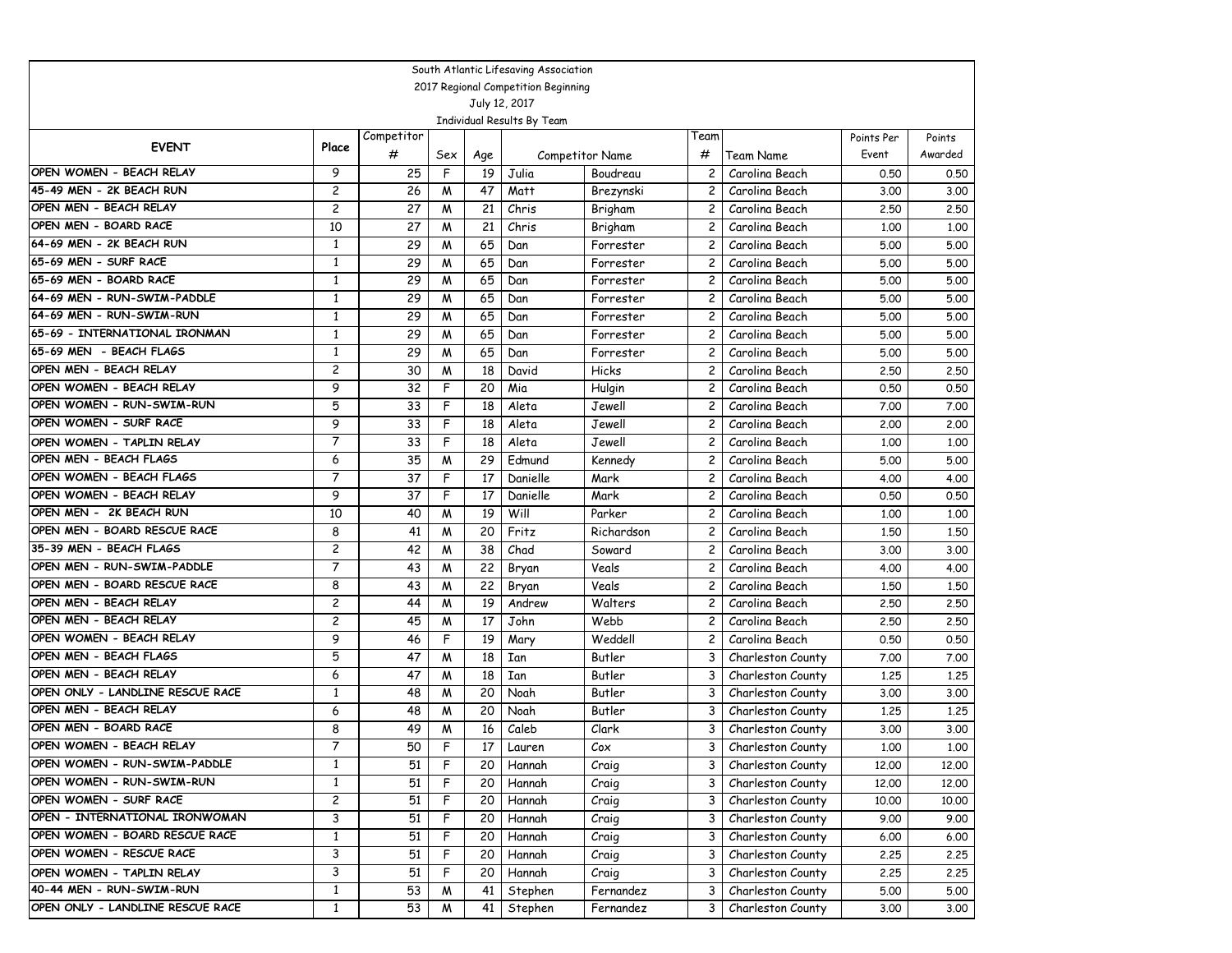South Atlantic Lifesaving Association

2017 Regional Competition Beginning

July 12, 2017

Individual Results By Team

| EVENT | Place | Competitor # | Sex | Age | Competitor Name | | Team # | Team Name | Points Per Event | Points Awarded |
|---|---|---|---|---|---|---|---|---|---|---|
| OPEN WOMEN - BEACH RELAY | 9 | 25 | F | 19 | Julia | Boudreau | 2 | Carolina Beach | 0.50 | 0.50 |
| 45-49 MEN - 2K BEACH RUN | 2 | 26 | M | 47 | Matt | Brezynski | 2 | Carolina Beach | 3.00 | 3.00 |
| OPEN MEN - BEACH RELAY | 2 | 27 | M | 21 | Chris | Brigham | 2 | Carolina Beach | 2.50 | 2.50 |
| OPEN MEN - BOARD RACE | 10 | 27 | M | 21 | Chris | Brigham | 2 | Carolina Beach | 1.00 | 1.00 |
| 64-69 MEN - 2K BEACH RUN | 1 | 29 | M | 65 | Dan | Forrester | 2 | Carolina Beach | 5.00 | 5.00 |
| 65-69 MEN - SURF RACE | 1 | 29 | M | 65 | Dan | Forrester | 2 | Carolina Beach | 5.00 | 5.00 |
| 65-69 MEN - BOARD RACE | 1 | 29 | M | 65 | Dan | Forrester | 2 | Carolina Beach | 5.00 | 5.00 |
| 64-69 MEN - RUN-SWIM-PADDLE | 1 | 29 | M | 65 | Dan | Forrester | 2 | Carolina Beach | 5.00 | 5.00 |
| 64-69 MEN - RUN-SWIM-RUN | 1 | 29 | M | 65 | Dan | Forrester | 2 | Carolina Beach | 5.00 | 5.00 |
| 65-69 - INTERNATIONAL IRONMAN | 1 | 29 | M | 65 | Dan | Forrester | 2 | Carolina Beach | 5.00 | 5.00 |
| 65-69 MEN - BEACH FLAGS | 1 | 29 | M | 65 | Dan | Forrester | 2 | Carolina Beach | 5.00 | 5.00 |
| OPEN MEN - BEACH RELAY | 2 | 30 | M | 18 | David | Hicks | 2 | Carolina Beach | 2.50 | 2.50 |
| OPEN WOMEN - BEACH RELAY | 9 | 32 | F | 20 | Mia | Hulgin | 2 | Carolina Beach | 0.50 | 0.50 |
| OPEN WOMEN - RUN-SWIM-RUN | 5 | 33 | F | 18 | Aleta | Jewell | 2 | Carolina Beach | 7.00 | 7.00 |
| OPEN WOMEN - SURF RACE | 9 | 33 | F | 18 | Aleta | Jewell | 2 | Carolina Beach | 2.00 | 2.00 |
| OPEN WOMEN - TAPLIN RELAY | 7 | 33 | F | 18 | Aleta | Jewell | 2 | Carolina Beach | 1.00 | 1.00 |
| OPEN MEN - BEACH FLAGS | 6 | 35 | M | 29 | Edmund | Kennedy | 2 | Carolina Beach | 5.00 | 5.00 |
| OPEN WOMEN - BEACH FLAGS | 7 | 37 | F | 17 | Danielle | Mark | 2 | Carolina Beach | 4.00 | 4.00 |
| OPEN WOMEN - BEACH RELAY | 9 | 37 | F | 17 | Danielle | Mark | 2 | Carolina Beach | 0.50 | 0.50 |
| OPEN MEN - 2K BEACH RUN | 10 | 40 | M | 19 | Will | Parker | 2 | Carolina Beach | 1.00 | 1.00 |
| OPEN MEN - BOARD RESCUE RACE | 8 | 41 | M | 20 | Fritz | Richardson | 2 | Carolina Beach | 1.50 | 1.50 |
| 35-39 MEN - BEACH FLAGS | 2 | 42 | M | 38 | Chad | Soward | 2 | Carolina Beach | 3.00 | 3.00 |
| OPEN MEN - RUN-SWIM-PADDLE | 7 | 43 | M | 22 | Bryan | Veals | 2 | Carolina Beach | 4.00 | 4.00 |
| OPEN MEN - BOARD RESCUE RACE | 8 | 43 | M | 22 | Bryan | Veals | 2 | Carolina Beach | 1.50 | 1.50 |
| OPEN MEN - BEACH RELAY | 2 | 44 | M | 19 | Andrew | Walters | 2 | Carolina Beach | 2.50 | 2.50 |
| OPEN MEN - BEACH RELAY | 2 | 45 | M | 17 | John | Webb | 2 | Carolina Beach | 2.50 | 2.50 |
| OPEN WOMEN - BEACH RELAY | 9 | 46 | F | 19 | Mary | Weddell | 2 | Carolina Beach | 0.50 | 0.50 |
| OPEN MEN - BEACH FLAGS | 5 | 47 | M | 18 | Ian | Butler | 3 | Charleston County | 7.00 | 7.00 |
| OPEN MEN - BEACH RELAY | 6 | 47 | M | 18 | Ian | Butler | 3 | Charleston County | 1.25 | 1.25 |
| OPEN ONLY - LANDLINE RESCUE RACE | 1 | 48 | M | 20 | Noah | Butler | 3 | Charleston County | 3.00 | 3.00 |
| OPEN MEN - BEACH RELAY | 6 | 48 | M | 20 | Noah | Butler | 3 | Charleston County | 1.25 | 1.25 |
| OPEN MEN - BOARD RACE | 8 | 49 | M | 16 | Caleb | Clark | 3 | Charleston County | 3.00 | 3.00 |
| OPEN WOMEN - BEACH RELAY | 7 | 50 | F | 17 | Lauren | Cox | 3 | Charleston County | 1.00 | 1.00 |
| OPEN WOMEN - RUN-SWIM-PADDLE | 1 | 51 | F | 20 | Hannah | Craig | 3 | Charleston County | 12.00 | 12.00 |
| OPEN WOMEN - RUN-SWIM-RUN | 1 | 51 | F | 20 | Hannah | Craig | 3 | Charleston County | 12.00 | 12.00 |
| OPEN WOMEN - SURF RACE | 2 | 51 | F | 20 | Hannah | Craig | 3 | Charleston County | 10.00 | 10.00 |
| OPEN - INTERNATIONAL IRONWOMAN | 3 | 51 | F | 20 | Hannah | Craig | 3 | Charleston County | 9.00 | 9.00 |
| OPEN WOMEN - BOARD RESCUE RACE | 1 | 51 | F | 20 | Hannah | Craig | 3 | Charleston County | 6.00 | 6.00 |
| OPEN WOMEN - RESCUE RACE | 3 | 51 | F | 20 | Hannah | Craig | 3 | Charleston County | 2.25 | 2.25 |
| OPEN WOMEN - TAPLIN RELAY | 3 | 51 | F | 20 | Hannah | Craig | 3 | Charleston County | 2.25 | 2.25 |
| 40-44 MEN - RUN-SWIM-RUN | 1 | 53 | M | 41 | Stephen | Fernandez | 3 | Charleston County | 5.00 | 5.00 |
| OPEN ONLY - LANDLINE RESCUE RACE | 1 | 53 | M | 41 | Stephen | Fernandez | 3 | Charleston County | 3.00 | 3.00 |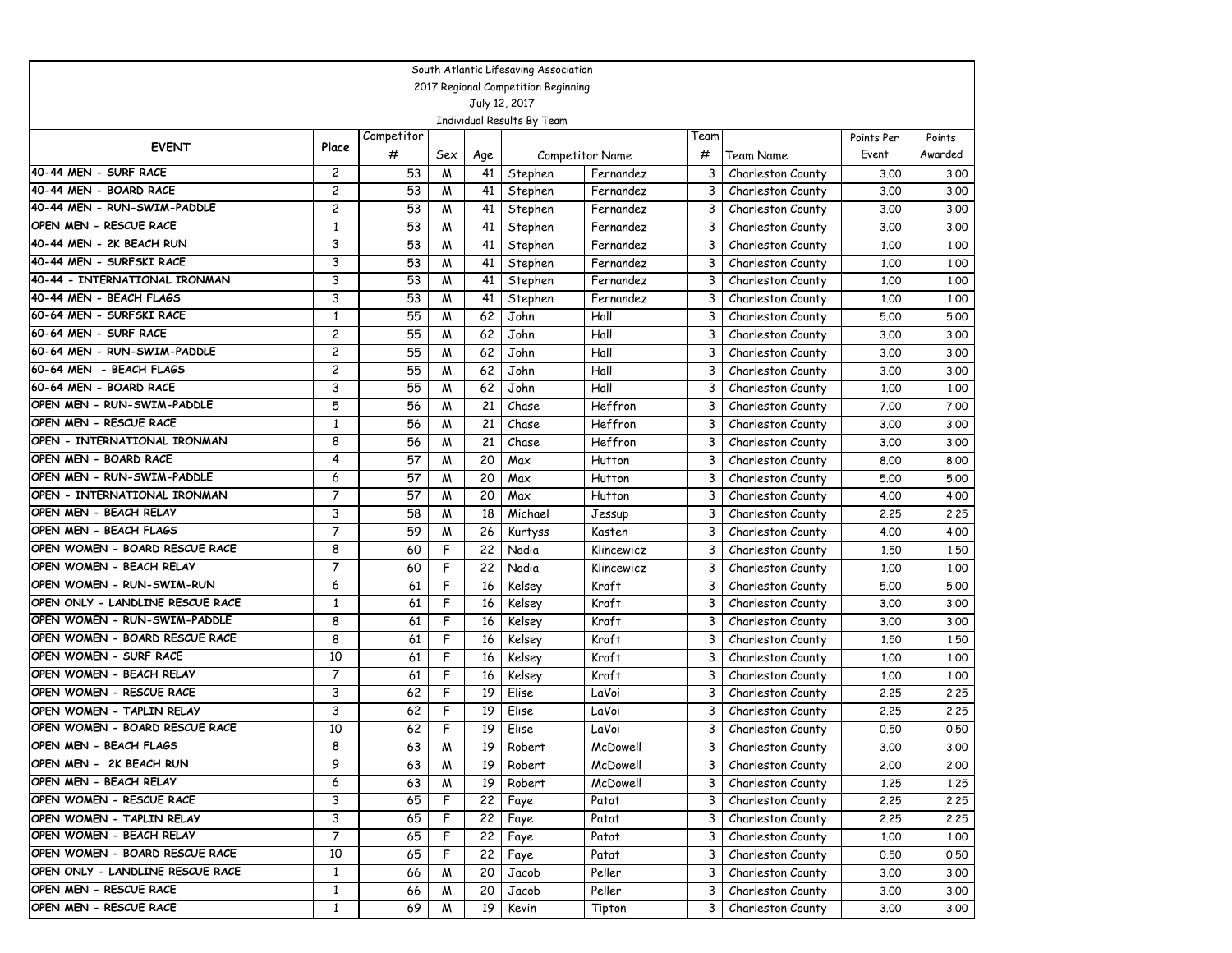South Atlantic Lifesaving Association
2017 Regional Competition Beginning
July 12, 2017
Individual Results By Team

| EVENT | Place | Competitor # | Sex | Age | Competitor Name | | Team # | Team Name | Points Per Event | Points Awarded |
|---|---|---|---|---|---|---|---|---|---|---|
| 40-44 MEN - SURF RACE | 2 | 53 | M | 41 | Stephen | Fernandez | 3 | Charleston County | 3.00 | 3.00 |
| 40-44 MEN - BOARD RACE | 2 | 53 | M | 41 | Stephen | Fernandez | 3 | Charleston County | 3.00 | 3.00 |
| 40-44 MEN - RUN-SWIM-PADDLE | 2 | 53 | M | 41 | Stephen | Fernandez | 3 | Charleston County | 3.00 | 3.00 |
| OPEN MEN - RESCUE RACE | 1 | 53 | M | 41 | Stephen | Fernandez | 3 | Charleston County | 3.00 | 3.00 |
| 40-44 MEN - 2K BEACH RUN | 3 | 53 | M | 41 | Stephen | Fernandez | 3 | Charleston County | 1.00 | 1.00 |
| 40-44 MEN - SURFSKI RACE | 3 | 53 | M | 41 | Stephen | Fernandez | 3 | Charleston County | 1.00 | 1.00 |
| 40-44 - INTERNATIONAL IRONMAN | 3 | 53 | M | 41 | Stephen | Fernandez | 3 | Charleston County | 1.00 | 1.00 |
| 40-44 MEN - BEACH FLAGS | 3 | 53 | M | 41 | Stephen | Fernandez | 3 | Charleston County | 1.00 | 1.00 |
| 60-64 MEN - SURFSKI RACE | 1 | 55 | M | 62 | John | Hall | 3 | Charleston County | 5.00 | 5.00 |
| 60-64 MEN - SURF RACE | 2 | 55 | M | 62 | John | Hall | 3 | Charleston County | 3.00 | 3.00 |
| 60-64 MEN - RUN-SWIM-PADDLE | 2 | 55 | M | 62 | John | Hall | 3 | Charleston County | 3.00 | 3.00 |
| 60-64 MEN - BEACH FLAGS | 2 | 55 | M | 62 | John | Hall | 3 | Charleston County | 3.00 | 3.00 |
| 60-64 MEN - BOARD RACE | 3 | 55 | M | 62 | John | Hall | 3 | Charleston County | 1.00 | 1.00 |
| OPEN MEN - RUN-SWIM-PADDLE | 5 | 56 | M | 21 | Chase | Heffron | 3 | Charleston County | 7.00 | 7.00 |
| OPEN MEN - RESCUE RACE | 1 | 56 | M | 21 | Chase | Heffron | 3 | Charleston County | 3.00 | 3.00 |
| OPEN - INTERNATIONAL IRONMAN | 8 | 56 | M | 21 | Chase | Heffron | 3 | Charleston County | 3.00 | 3.00 |
| OPEN MEN - BOARD RACE | 4 | 57 | M | 20 | Max | Hutton | 3 | Charleston County | 8.00 | 8.00 |
| OPEN MEN - RUN-SWIM-PADDLE | 6 | 57 | M | 20 | Max | Hutton | 3 | Charleston County | 5.00 | 5.00 |
| OPEN - INTERNATIONAL IRONMAN | 7 | 57 | M | 20 | Max | Hutton | 3 | Charleston County | 4.00 | 4.00 |
| OPEN MEN - BEACH RELAY | 3 | 58 | M | 18 | Michael | Jessup | 3 | Charleston County | 2.25 | 2.25 |
| OPEN MEN - BEACH FLAGS | 7 | 59 | M | 26 | Kurtyss | Kasten | 3 | Charleston County | 4.00 | 4.00 |
| OPEN WOMEN - BOARD RESCUE RACE | 8 | 60 | F | 22 | Nadia | Klincewicz | 3 | Charleston County | 1.50 | 1.50 |
| OPEN WOMEN - BEACH RELAY | 7 | 60 | F | 22 | Nadia | Klincewicz | 3 | Charleston County | 1.00 | 1.00 |
| OPEN WOMEN - RUN-SWIM-RUN | 6 | 61 | F | 16 | Kelsey | Kraft | 3 | Charleston County | 5.00 | 5.00 |
| OPEN ONLY - LANDLINE RESCUE RACE | 1 | 61 | F | 16 | Kelsey | Kraft | 3 | Charleston County | 3.00 | 3.00 |
| OPEN WOMEN - RUN-SWIM-PADDLE | 8 | 61 | F | 16 | Kelsey | Kraft | 3 | Charleston County | 3.00 | 3.00 |
| OPEN WOMEN - BOARD RESCUE RACE | 8 | 61 | F | 16 | Kelsey | Kraft | 3 | Charleston County | 1.50 | 1.50 |
| OPEN WOMEN - SURF RACE | 10 | 61 | F | 16 | Kelsey | Kraft | 3 | Charleston County | 1.00 | 1.00 |
| OPEN WOMEN - BEACH RELAY | 7 | 61 | F | 16 | Kelsey | Kraft | 3 | Charleston County | 1.00 | 1.00 |
| OPEN WOMEN - RESCUE RACE | 3 | 62 | F | 19 | Elise | LaVoi | 3 | Charleston County | 2.25 | 2.25 |
| OPEN WOMEN - TAPLIN RELAY | 3 | 62 | F | 19 | Elise | LaVoi | 3 | Charleston County | 2.25 | 2.25 |
| OPEN WOMEN - BOARD RESCUE RACE | 10 | 62 | F | 19 | Elise | LaVoi | 3 | Charleston County | 0.50 | 0.50 |
| OPEN MEN - BEACH FLAGS | 8 | 63 | M | 19 | Robert | McDowell | 3 | Charleston County | 3.00 | 3.00 |
| OPEN MEN - 2K BEACH RUN | 9 | 63 | M | 19 | Robert | McDowell | 3 | Charleston County | 2.00 | 2.00 |
| OPEN MEN - BEACH RELAY | 6 | 63 | M | 19 | Robert | McDowell | 3 | Charleston County | 1.25 | 1.25 |
| OPEN WOMEN - RESCUE RACE | 3 | 65 | F | 22 | Faye | Patat | 3 | Charleston County | 2.25 | 2.25 |
| OPEN WOMEN - TAPLIN RELAY | 3 | 65 | F | 22 | Faye | Patat | 3 | Charleston County | 2.25 | 2.25 |
| OPEN WOMEN - BEACH RELAY | 7 | 65 | F | 22 | Faye | Patat | 3 | Charleston County | 1.00 | 1.00 |
| OPEN WOMEN - BOARD RESCUE RACE | 10 | 65 | F | 22 | Faye | Patat | 3 | Charleston County | 0.50 | 0.50 |
| OPEN ONLY - LANDLINE RESCUE RACE | 1 | 66 | M | 20 | Jacob | Peller | 3 | Charleston County | 3.00 | 3.00 |
| OPEN MEN - RESCUE RACE | 1 | 66 | M | 20 | Jacob | Peller | 3 | Charleston County | 3.00 | 3.00 |
| OPEN MEN - RESCUE RACE | 1 | 69 | M | 19 | Kevin | Tipton | 3 | Charleston County | 3.00 | 3.00 |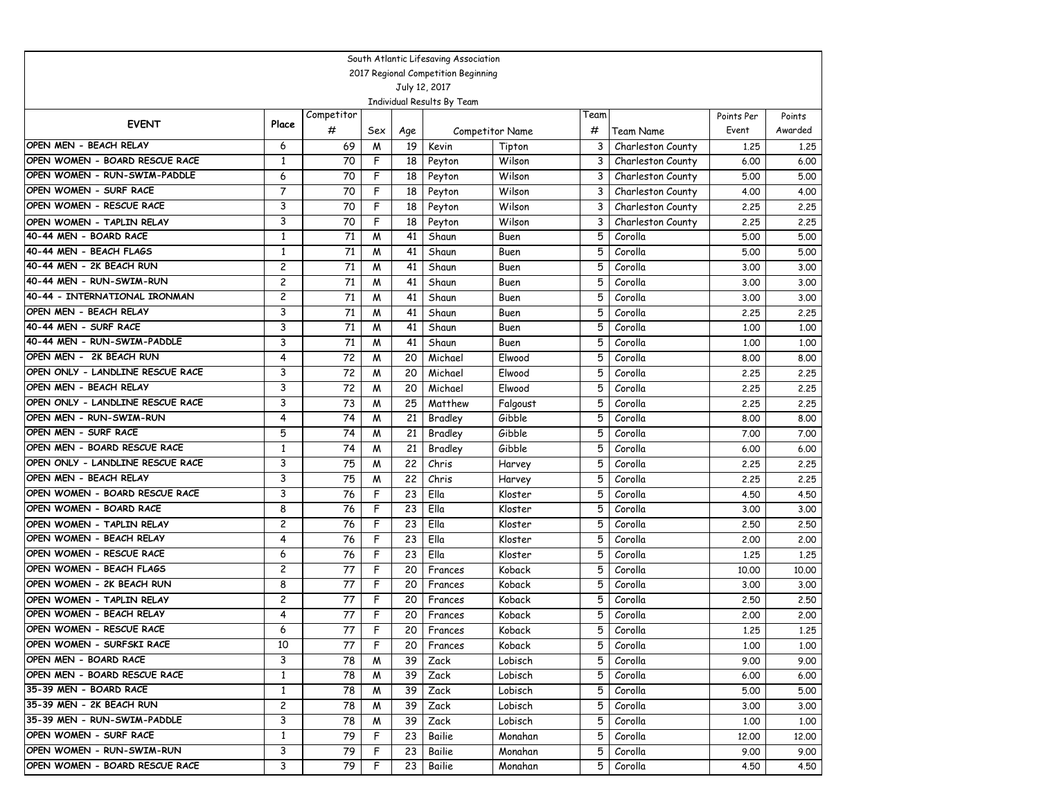South Atlantic Lifesaving Association

2017 Regional Competition Beginning

July 12, 2017

Individual Results By Team

| EVENT | Place | Competitor # | Sex | Age | Competitor Name | | Team # | Team Name | Points Per Event | Points Awarded |
|---|---|---|---|---|---|---|---|---|---|---|
| OPEN MEN - BEACH RELAY | 6 | 69 | M | 19 | Kevin | Tipton | 3 | Charleston County | 1.25 | 1.25 |
| OPEN WOMEN - BOARD RESCUE RACE | 1 | 70 | F | 18 | Peyton | Wilson | 3 | Charleston County | 6.00 | 6.00 |
| OPEN WOMEN - RUN-SWIM-PADDLE | 6 | 70 | F | 18 | Peyton | Wilson | 3 | Charleston County | 5.00 | 5.00 |
| OPEN WOMEN - SURF RACE | 7 | 70 | F | 18 | Peyton | Wilson | 3 | Charleston County | 4.00 | 4.00 |
| OPEN WOMEN - RESCUE RACE | 3 | 70 | F | 18 | Peyton | Wilson | 3 | Charleston County | 2.25 | 2.25 |
| OPEN WOMEN - TAPLIN RELAY | 3 | 70 | F | 18 | Peyton | Wilson | 3 | Charleston County | 2.25 | 2.25 |
| 40-44 MEN - BOARD RACE | 1 | 71 | M | 41 | Shaun | Buen | 5 | Corolla | 5.00 | 5.00 |
| 40-44 MEN - BEACH FLAGS | 1 | 71 | M | 41 | Shaun | Buen | 5 | Corolla | 5.00 | 5.00 |
| 40-44 MEN - 2K BEACH RUN | 2 | 71 | M | 41 | Shaun | Buen | 5 | Corolla | 3.00 | 3.00 |
| 40-44 MEN - RUN-SWIM-RUN | 2 | 71 | M | 41 | Shaun | Buen | 5 | Corolla | 3.00 | 3.00 |
| 40-44 - INTERNATIONAL IRONMAN | 2 | 71 | M | 41 | Shaun | Buen | 5 | Corolla | 3.00 | 3.00 |
| OPEN MEN - BEACH RELAY | 3 | 71 | M | 41 | Shaun | Buen | 5 | Corolla | 2.25 | 2.25 |
| 40-44 MEN - SURF RACE | 3 | 71 | M | 41 | Shaun | Buen | 5 | Corolla | 1.00 | 1.00 |
| 40-44 MEN - RUN-SWIM-PADDLE | 3 | 71 | M | 41 | Shaun | Buen | 5 | Corolla | 1.00 | 1.00 |
| OPEN MEN - 2K BEACH RUN | 4 | 72 | M | 20 | Michael | Elwood | 5 | Corolla | 8.00 | 8.00 |
| OPEN ONLY - LANDLINE RESCUE RACE | 3 | 72 | M | 20 | Michael | Elwood | 5 | Corolla | 2.25 | 2.25 |
| OPEN MEN - BEACH RELAY | 3 | 72 | M | 20 | Michael | Elwood | 5 | Corolla | 2.25 | 2.25 |
| OPEN ONLY - LANDLINE RESCUE RACE | 3 | 73 | M | 25 | Matthew | Falgoust | 5 | Corolla | 2.25 | 2.25 |
| OPEN MEN - RUN-SWIM-RUN | 4 | 74 | M | 21 | Bradley | Gibble | 5 | Corolla | 8.00 | 8.00 |
| OPEN MEN - SURF RACE | 5 | 74 | M | 21 | Bradley | Gibble | 5 | Corolla | 7.00 | 7.00 |
| OPEN MEN - BOARD RESCUE RACE | 1 | 74 | M | 21 | Bradley | Gibble | 5 | Corolla | 6.00 | 6.00 |
| OPEN ONLY - LANDLINE RESCUE RACE | 3 | 75 | M | 22 | Chris | Harvey | 5 | Corolla | 2.25 | 2.25 |
| OPEN MEN - BEACH RELAY | 3 | 75 | M | 22 | Chris | Harvey | 5 | Corolla | 2.25 | 2.25 |
| OPEN WOMEN - BOARD RESCUE RACE | 3 | 76 | F | 23 | Ella | Kloster | 5 | Corolla | 4.50 | 4.50 |
| OPEN WOMEN - BOARD RACE | 8 | 76 | F | 23 | Ella | Kloster | 5 | Corolla | 3.00 | 3.00 |
| OPEN WOMEN - TAPLIN RELAY | 2 | 76 | F | 23 | Ella | Kloster | 5 | Corolla | 2.50 | 2.50 |
| OPEN WOMEN - BEACH RELAY | 4 | 76 | F | 23 | Ella | Kloster | 5 | Corolla | 2.00 | 2.00 |
| OPEN WOMEN - RESCUE RACE | 6 | 76 | F | 23 | Ella | Kloster | 5 | Corolla | 1.25 | 1.25 |
| OPEN WOMEN - BEACH FLAGS | 2 | 77 | F | 20 | Frances | Koback | 5 | Corolla | 10.00 | 10.00 |
| OPEN WOMEN - 2K BEACH RUN | 8 | 77 | F | 20 | Frances | Koback | 5 | Corolla | 3.00 | 3.00 |
| OPEN WOMEN - TAPLIN RELAY | 2 | 77 | F | 20 | Frances | Koback | 5 | Corolla | 2.50 | 2.50 |
| OPEN WOMEN - BEACH RELAY | 4 | 77 | F | 20 | Frances | Koback | 5 | Corolla | 2.00 | 2.00 |
| OPEN WOMEN - RESCUE RACE | 6 | 77 | F | 20 | Frances | Koback | 5 | Corolla | 1.25 | 1.25 |
| OPEN WOMEN - SURFSKI RACE | 10 | 77 | F | 20 | Frances | Koback | 5 | Corolla | 1.00 | 1.00 |
| OPEN MEN - BOARD RACE | 3 | 78 | M | 39 | Zack | Lobisch | 5 | Corolla | 9.00 | 9.00 |
| OPEN MEN - BOARD RESCUE RACE | 1 | 78 | M | 39 | Zack | Lobisch | 5 | Corolla | 6.00 | 6.00 |
| 35-39 MEN - BOARD RACE | 1 | 78 | M | 39 | Zack | Lobisch | 5 | Corolla | 5.00 | 5.00 |
| 35-39 MEN - 2K BEACH RUN | 2 | 78 | M | 39 | Zack | Lobisch | 5 | Corolla | 3.00 | 3.00 |
| 35-39 MEN - RUN-SWIM-PADDLE | 3 | 78 | M | 39 | Zack | Lobisch | 5 | Corolla | 1.00 | 1.00 |
| OPEN WOMEN - SURF RACE | 1 | 79 | F | 23 | Bailie | Monahan | 5 | Corolla | 12.00 | 12.00 |
| OPEN WOMEN - RUN-SWIM-RUN | 3 | 79 | F | 23 | Bailie | Monahan | 5 | Corolla | 9.00 | 9.00 |
| OPEN WOMEN - BOARD RESCUE RACE | 3 | 79 | F | 23 | Bailie | Monahan | 5 | Corolla | 4.50 | 4.50 |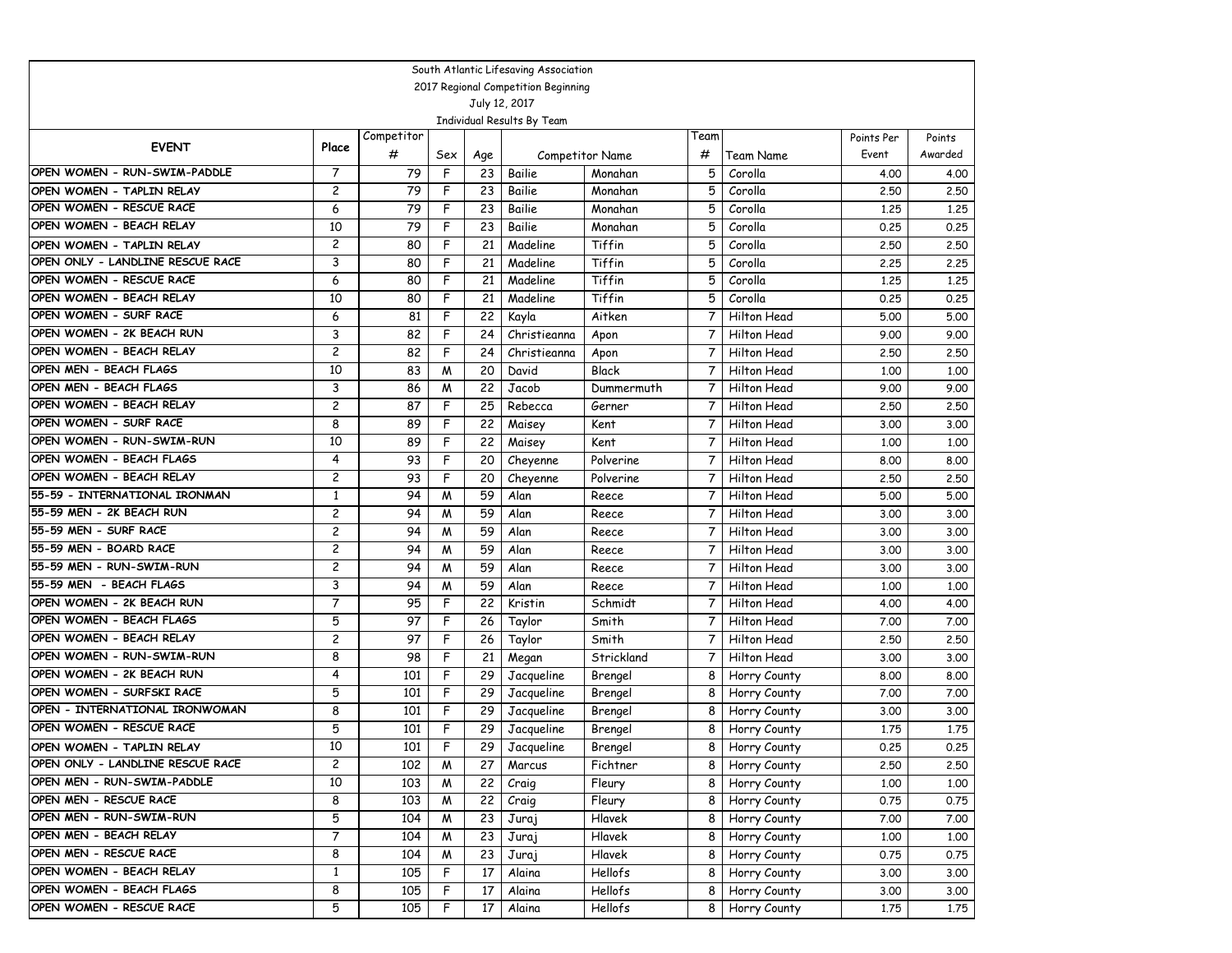South Atlantic Lifesaving Association

2017 Regional Competition Beginning

July 12, 2017

Individual Results By Team

| EVENT | Place | Competitor # | Sex | Age | Competitor Name | | Team # | Team Name | Points Per Event | Points Awarded |
|---|---|---|---|---|---|---|---|---|---|---|
| OPEN WOMEN - RUN-SWIM-PADDLE | 7 | 79 | F | 23 | Bailie | Monahan | 5 | Corolla | 4.00 | 4.00 |
| OPEN WOMEN - TAPLIN RELAY | 2 | 79 | F | 23 | Bailie | Monahan | 5 | Corolla | 2.50 | 2.50 |
| OPEN WOMEN - RESCUE RACE | 6 | 79 | F | 23 | Bailie | Monahan | 5 | Corolla | 1.25 | 1.25 |
| OPEN WOMEN - BEACH RELAY | 10 | 79 | F | 23 | Bailie | Monahan | 5 | Corolla | 0.25 | 0.25 |
| OPEN WOMEN - TAPLIN RELAY | 2 | 80 | F | 21 | Madeline | Tiffin | 5 | Corolla | 2.50 | 2.50 |
| OPEN ONLY - LANDLINE RESCUE RACE | 3 | 80 | F | 21 | Madeline | Tiffin | 5 | Corolla | 2.25 | 2.25 |
| OPEN WOMEN - RESCUE RACE | 6 | 80 | F | 21 | Madeline | Tiffin | 5 | Corolla | 1.25 | 1.25 |
| OPEN WOMEN - BEACH RELAY | 10 | 80 | F | 21 | Madeline | Tiffin | 5 | Corolla | 0.25 | 0.25 |
| OPEN WOMEN - SURF RACE | 6 | 81 | F | 22 | Kayla | Aitken | 7 | Hilton Head | 5.00 | 5.00 |
| OPEN WOMEN - 2K BEACH RUN | 3 | 82 | F | 24 | Christieanna | Apon | 7 | Hilton Head | 9.00 | 9.00 |
| OPEN WOMEN - BEACH RELAY | 2 | 82 | F | 24 | Christieanna | Apon | 7 | Hilton Head | 2.50 | 2.50 |
| OPEN MEN - BEACH FLAGS | 10 | 83 | M | 20 | David | Black | 7 | Hilton Head | 1.00 | 1.00 |
| OPEN MEN - BEACH FLAGS | 3 | 86 | M | 22 | Jacob | Dummermuth | 7 | Hilton Head | 9.00 | 9.00 |
| OPEN WOMEN - BEACH RELAY | 2 | 87 | F | 25 | Rebecca | Gerner | 7 | Hilton Head | 2.50 | 2.50 |
| OPEN WOMEN - SURF RACE | 8 | 89 | F | 22 | Maisey | Kent | 7 | Hilton Head | 3.00 | 3.00 |
| OPEN WOMEN - RUN-SWIM-RUN | 10 | 89 | F | 22 | Maisey | Kent | 7 | Hilton Head | 1.00 | 1.00 |
| OPEN WOMEN - BEACH FLAGS | 4 | 93 | F | 20 | Cheyenne | Polverine | 7 | Hilton Head | 8.00 | 8.00 |
| OPEN WOMEN - BEACH RELAY | 2 | 93 | F | 20 | Cheyenne | Polverine | 7 | Hilton Head | 2.50 | 2.50 |
| 55-59 - INTERNATIONAL IRONMAN | 1 | 94 | M | 59 | Alan | Reece | 7 | Hilton Head | 5.00 | 5.00 |
| 55-59 MEN - 2K BEACH RUN | 2 | 94 | M | 59 | Alan | Reece | 7 | Hilton Head | 3.00 | 3.00 |
| 55-59 MEN - SURF RACE | 2 | 94 | M | 59 | Alan | Reece | 7 | Hilton Head | 3.00 | 3.00 |
| 55-59 MEN - BOARD RACE | 2 | 94 | M | 59 | Alan | Reece | 7 | Hilton Head | 3.00 | 3.00 |
| 55-59 MEN - RUN-SWIM-RUN | 2 | 94 | M | 59 | Alan | Reece | 7 | Hilton Head | 3.00 | 3.00 |
| 55-59 MEN - BEACH FLAGS | 3 | 94 | M | 59 | Alan | Reece | 7 | Hilton Head | 1.00 | 1.00 |
| OPEN WOMEN - 2K BEACH RUN | 7 | 95 | F | 22 | Kristin | Schmidt | 7 | Hilton Head | 4.00 | 4.00 |
| OPEN WOMEN - BEACH FLAGS | 5 | 97 | F | 26 | Taylor | Smith | 7 | Hilton Head | 7.00 | 7.00 |
| OPEN WOMEN - BEACH RELAY | 2 | 97 | F | 26 | Taylor | Smith | 7 | Hilton Head | 2.50 | 2.50 |
| OPEN WOMEN - RUN-SWIM-RUN | 8 | 98 | F | 21 | Megan | Strickland | 7 | Hilton Head | 3.00 | 3.00 |
| OPEN WOMEN - 2K BEACH RUN | 4 | 101 | F | 29 | Jacqueline | Brengel | 8 | Horry County | 8.00 | 8.00 |
| OPEN WOMEN - SURFSKI RACE | 5 | 101 | F | 29 | Jacqueline | Brengel | 8 | Horry County | 7.00 | 7.00 |
| OPEN - INTERNATIONAL IRONWOMAN | 8 | 101 | F | 29 | Jacqueline | Brengel | 8 | Horry County | 3.00 | 3.00 |
| OPEN WOMEN - RESCUE RACE | 5 | 101 | F | 29 | Jacqueline | Brengel | 8 | Horry County | 1.75 | 1.75 |
| OPEN WOMEN - TAPLIN RELAY | 10 | 101 | F | 29 | Jacqueline | Brengel | 8 | Horry County | 0.25 | 0.25 |
| OPEN ONLY - LANDLINE RESCUE RACE | 2 | 102 | M | 27 | Marcus | Fichtner | 8 | Horry County | 2.50 | 2.50 |
| OPEN MEN - RUN-SWIM-PADDLE | 10 | 103 | M | 22 | Craig | Fleury | 8 | Horry County | 1.00 | 1.00 |
| OPEN MEN - RESCUE RACE | 8 | 103 | M | 22 | Craig | Fleury | 8 | Horry County | 0.75 | 0.75 |
| OPEN MEN - RUN-SWIM-RUN | 5 | 104 | M | 23 | Juraj | Hlavek | 8 | Horry County | 7.00 | 7.00 |
| OPEN MEN - BEACH RELAY | 7 | 104 | M | 23 | Juraj | Hlavek | 8 | Horry County | 1.00 | 1.00 |
| OPEN MEN - RESCUE RACE | 8 | 104 | M | 23 | Juraj | Hlavek | 8 | Horry County | 0.75 | 0.75 |
| OPEN WOMEN - BEACH RELAY | 1 | 105 | F | 17 | Alaina | Hellofs | 8 | Horry County | 3.00 | 3.00 |
| OPEN WOMEN - BEACH FLAGS | 8 | 105 | F | 17 | Alaina | Hellofs | 8 | Horry County | 3.00 | 3.00 |
| OPEN WOMEN - RESCUE RACE | 5 | 105 | F | 17 | Alaina | Hellofs | 8 | Horry County | 1.75 | 1.75 |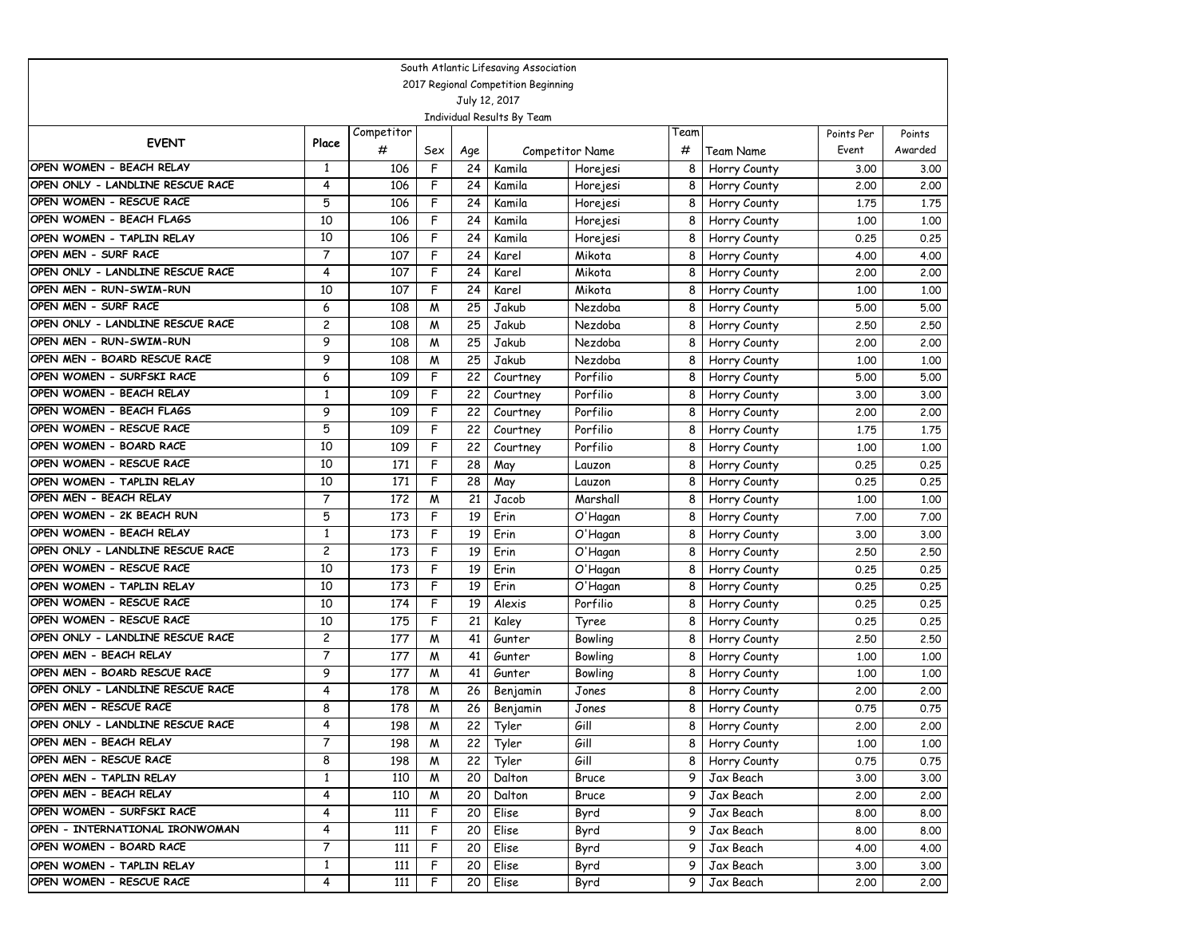| South Atlantic Lifesaving Association | | | | | | | | | | |
|---|---|---|---|---|---|---|---|---|---|---|
| 2017 Regional Competition Beginning | | | | | | | | | | |
| July 12, 2017 | | | | | | | | | | |
| Individual Results By Team | | | | | | | | | | |
| EVENT | Place | Competitor # | Sex | Age | Competitor Name | | Team # | Team Name | Points Per Event | Points Awarded |
| OPEN WOMEN - BEACH RELAY | 1 | 106 | F | 24 | Kamila | Horejesi | 8 | Horry County | 3.00 | 3.00 |
| OPEN ONLY - LANDLINE RESCUE RACE | 4 | 106 | F | 24 | Kamila | Horejesi | 8 | Horry County | 2.00 | 2.00 |
| OPEN WOMEN - RESCUE RACE | 5 | 106 | F | 24 | Kamila | Horejesi | 8 | Horry County | 1.75 | 1.75 |
| OPEN WOMEN - BEACH FLAGS | 10 | 106 | F | 24 | Kamila | Horejesi | 8 | Horry County | 1.00 | 1.00 |
| OPEN WOMEN - TAPLIN RELAY | 10 | 106 | F | 24 | Kamila | Horejesi | 8 | Horry County | 0.25 | 0.25 |
| OPEN MEN - SURF RACE | 7 | 107 | F | 24 | Karel | Mikota | 8 | Horry County | 4.00 | 4.00 |
| OPEN ONLY - LANDLINE RESCUE RACE | 4 | 107 | F | 24 | Karel | Mikota | 8 | Horry County | 2.00 | 2.00 |
| OPEN MEN - RUN-SWIM-RUN | 10 | 107 | F | 24 | Karel | Mikota | 8 | Horry County | 1.00 | 1.00 |
| OPEN MEN - SURF RACE | 6 | 108 | M | 25 | Jakub | Nezdoba | 8 | Horry County | 5.00 | 5.00 |
| OPEN ONLY - LANDLINE RESCUE RACE | 2 | 108 | M | 25 | Jakub | Nezdoba | 8 | Horry County | 2.50 | 2.50 |
| OPEN MEN - RUN-SWIM-RUN | 9 | 108 | M | 25 | Jakub | Nezdoba | 8 | Horry County | 2.00 | 2.00 |
| OPEN MEN - BOARD RESCUE RACE | 9 | 108 | M | 25 | Jakub | Nezdoba | 8 | Horry County | 1.00 | 1.00 |
| OPEN WOMEN - SURFSKI RACE | 6 | 109 | F | 22 | Courtney | Porfilio | 8 | Horry County | 5.00 | 5.00 |
| OPEN WOMEN - BEACH RELAY | 1 | 109 | F | 22 | Courtney | Porfilio | 8 | Horry County | 3.00 | 3.00 |
| OPEN WOMEN - BEACH FLAGS | 9 | 109 | F | 22 | Courtney | Porfilio | 8 | Horry County | 2.00 | 2.00 |
| OPEN WOMEN - RESCUE RACE | 5 | 109 | F | 22 | Courtney | Porfilio | 8 | Horry County | 1.75 | 1.75 |
| OPEN WOMEN - BOARD RACE | 10 | 109 | F | 22 | Courtney | Porfilio | 8 | Horry County | 1.00 | 1.00 |
| OPEN WOMEN - RESCUE RACE | 10 | 171 | F | 28 | May | Lauzon | 8 | Horry County | 0.25 | 0.25 |
| OPEN WOMEN - TAPLIN RELAY | 10 | 171 | F | 28 | May | Lauzon | 8 | Horry County | 0.25 | 0.25 |
| OPEN MEN - BEACH RELAY | 7 | 172 | M | 21 | Jacob | Marshall | 8 | Horry County | 1.00 | 1.00 |
| OPEN WOMEN - 2K BEACH RUN | 5 | 173 | F | 19 | Erin | O'Hagan | 8 | Horry County | 7.00 | 7.00 |
| OPEN WOMEN - BEACH RELAY | 1 | 173 | F | 19 | Erin | O'Hagan | 8 | Horry County | 3.00 | 3.00 |
| OPEN ONLY - LANDLINE RESCUE RACE | 2 | 173 | F | 19 | Erin | O'Hagan | 8 | Horry County | 2.50 | 2.50 |
| OPEN WOMEN - RESCUE RACE | 10 | 173 | F | 19 | Erin | O'Hagan | 8 | Horry County | 0.25 | 0.25 |
| OPEN WOMEN - TAPLIN RELAY | 10 | 173 | F | 19 | Erin | O'Hagan | 8 | Horry County | 0.25 | 0.25 |
| OPEN WOMEN - RESCUE RACE | 10 | 174 | F | 19 | Alexis | Porfilio | 8 | Horry County | 0.25 | 0.25 |
| OPEN WOMEN - RESCUE RACE | 10 | 175 | F | 21 | Kaley | Tyree | 8 | Horry County | 0.25 | 0.25 |
| OPEN ONLY - LANDLINE RESCUE RACE | 2 | 177 | M | 41 | Gunter | Bowling | 8 | Horry County | 2.50 | 2.50 |
| OPEN MEN - BEACH RELAY | 7 | 177 | M | 41 | Gunter | Bowling | 8 | Horry County | 1.00 | 1.00 |
| OPEN MEN - BOARD RESCUE RACE | 9 | 177 | M | 41 | Gunter | Bowling | 8 | Horry County | 1.00 | 1.00 |
| OPEN ONLY - LANDLINE RESCUE RACE | 4 | 178 | M | 26 | Benjamin | Jones | 8 | Horry County | 2.00 | 2.00 |
| OPEN MEN - RESCUE RACE | 8 | 178 | M | 26 | Benjamin | Jones | 8 | Horry County | 0.75 | 0.75 |
| OPEN ONLY - LANDLINE RESCUE RACE | 4 | 198 | M | 22 | Tyler | Gill | 8 | Horry County | 2.00 | 2.00 |
| OPEN MEN - BEACH RELAY | 7 | 198 | M | 22 | Tyler | Gill | 8 | Horry County | 1.00 | 1.00 |
| OPEN MEN - RESCUE RACE | 8 | 198 | M | 22 | Tyler | Gill | 8 | Horry County | 0.75 | 0.75 |
| OPEN MEN - TAPLIN RELAY | 1 | 110 | M | 20 | Dalton | Bruce | 9 | Jax Beach | 3.00 | 3.00 |
| OPEN MEN - BEACH RELAY | 4 | 110 | M | 20 | Dalton | Bruce | 9 | Jax Beach | 2.00 | 2.00 |
| OPEN WOMEN - SURFSKI RACE | 4 | 111 | F | 20 | Elise | Byrd | 9 | Jax Beach | 8.00 | 8.00 |
| OPEN - INTERNATIONAL IRONWOMAN | 4 | 111 | F | 20 | Elise | Byrd | 9 | Jax Beach | 8.00 | 8.00 |
| OPEN WOMEN - BOARD RACE | 7 | 111 | F | 20 | Elise | Byrd | 9 | Jax Beach | 4.00 | 4.00 |
| OPEN WOMEN - TAPLIN RELAY | 1 | 111 | F | 20 | Elise | Byrd | 9 | Jax Beach | 3.00 | 3.00 |
| OPEN WOMEN - RESCUE RACE | 4 | 111 | F | 20 | Elise | Byrd | 9 | Jax Beach | 2.00 | 2.00 |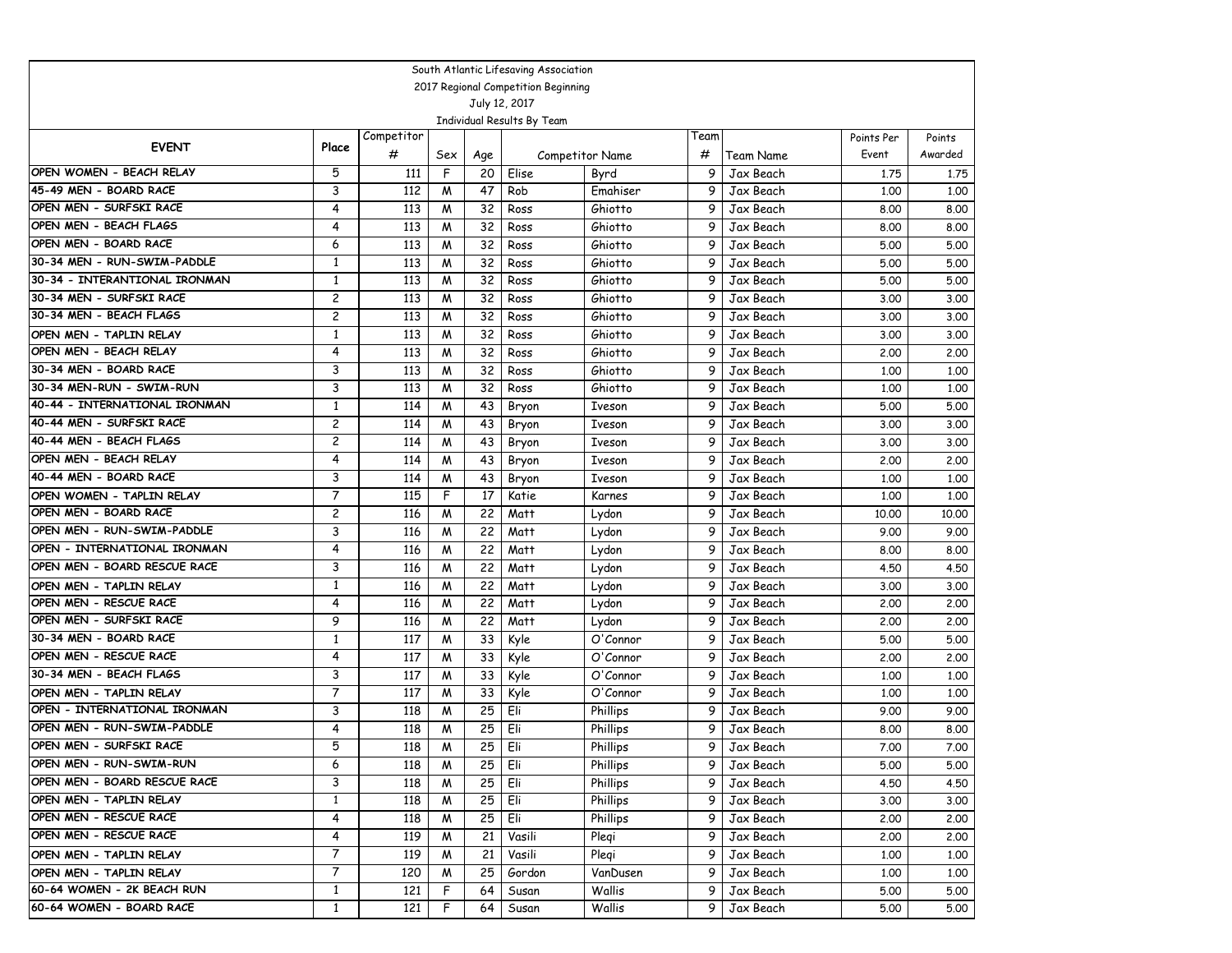South Atlantic Lifesaving Association

2017 Regional Competition Beginning

July 12, 2017

Individual Results By Team

| EVENT | Place | Competitor # | Sex | Age | Competitor Name | | Team # | Team Name | Points Per Event | Points Awarded |
|---|---|---|---|---|---|---|---|---|---|---|
| OPEN WOMEN - BEACH RELAY | 5 | 111 | F | 20 | Elise | Byrd | 9 | Jax Beach | 1.75 | 1.75 |
| 45-49 MEN - BOARD RACE | 3 | 112 | M | 47 | Rob | Emahiser | 9 | Jax Beach | 1.00 | 1.00 |
| OPEN MEN - SURFSKI RACE | 4 | 113 | M | 32 | Ross | Ghiotto | 9 | Jax Beach | 8.00 | 8.00 |
| OPEN MEN - BEACH FLAGS | 4 | 113 | M | 32 | Ross | Ghiotto | 9 | Jax Beach | 8.00 | 8.00 |
| OPEN MEN - BOARD RACE | 6 | 113 | M | 32 | Ross | Ghiotto | 9 | Jax Beach | 5.00 | 5.00 |
| 30-34 MEN - RUN-SWIM-PADDLE | 1 | 113 | M | 32 | Ross | Ghiotto | 9 | Jax Beach | 5.00 | 5.00 |
| 30-34 - INTERANTIONAL IRONMAN | 1 | 113 | M | 32 | Ross | Ghiotto | 9 | Jax Beach | 5.00 | 5.00 |
| 30-34 MEN - SURFSKI RACE | 2 | 113 | M | 32 | Ross | Ghiotto | 9 | Jax Beach | 3.00 | 3.00 |
| 30-34 MEN - BEACH FLAGS | 2 | 113 | M | 32 | Ross | Ghiotto | 9 | Jax Beach | 3.00 | 3.00 |
| OPEN MEN - TAPLIN RELAY | 1 | 113 | M | 32 | Ross | Ghiotto | 9 | Jax Beach | 3.00 | 3.00 |
| OPEN MEN - BEACH RELAY | 4 | 113 | M | 32 | Ross | Ghiotto | 9 | Jax Beach | 2.00 | 2.00 |
| 30-34 MEN - BOARD RACE | 3 | 113 | M | 32 | Ross | Ghiotto | 9 | Jax Beach | 1.00 | 1.00 |
| 30-34 MEN-RUN - SWIM-RUN | 3 | 113 | M | 32 | Ross | Ghiotto | 9 | Jax Beach | 1.00 | 1.00 |
| 40-44 - INTERNATIONAL IRONMAN | 1 | 114 | M | 43 | Bryon | Iveson | 9 | Jax Beach | 5.00 | 5.00 |
| 40-44 MEN - SURFSKI RACE | 2 | 114 | M | 43 | Bryon | Iveson | 9 | Jax Beach | 3.00 | 3.00 |
| 40-44 MEN - BEACH FLAGS | 2 | 114 | M | 43 | Bryon | Iveson | 9 | Jax Beach | 3.00 | 3.00 |
| OPEN MEN - BEACH RELAY | 4 | 114 | M | 43 | Bryon | Iveson | 9 | Jax Beach | 2.00 | 2.00 |
| 40-44 MEN - BOARD RACE | 3 | 114 | M | 43 | Bryon | Iveson | 9 | Jax Beach | 1.00 | 1.00 |
| OPEN WOMEN - TAPLIN RELAY | 7 | 115 | F | 17 | Katie | Karnes | 9 | Jax Beach | 1.00 | 1.00 |
| OPEN MEN - BOARD RACE | 2 | 116 | M | 22 | Matt | Lydon | 9 | Jax Beach | 10.00 | 10.00 |
| OPEN MEN - RUN-SWIM-PADDLE | 3 | 116 | M | 22 | Matt | Lydon | 9 | Jax Beach | 9.00 | 9.00 |
| OPEN - INTERNATIONAL IRONMAN | 4 | 116 | M | 22 | Matt | Lydon | 9 | Jax Beach | 8.00 | 8.00 |
| OPEN MEN - BOARD RESCUE RACE | 3 | 116 | M | 22 | Matt | Lydon | 9 | Jax Beach | 4.50 | 4.50 |
| OPEN MEN - TAPLIN RELAY | 1 | 116 | M | 22 | Matt | Lydon | 9 | Jax Beach | 3.00 | 3.00 |
| OPEN MEN - RESCUE RACE | 4 | 116 | M | 22 | Matt | Lydon | 9 | Jax Beach | 2.00 | 2.00 |
| OPEN MEN - SURFSKI RACE | 9 | 116 | M | 22 | Matt | Lydon | 9 | Jax Beach | 2.00 | 2.00 |
| 30-34 MEN - BOARD RACE | 1 | 117 | M | 33 | Kyle | O'Connor | 9 | Jax Beach | 5.00 | 5.00 |
| OPEN MEN - RESCUE RACE | 4 | 117 | M | 33 | Kyle | O'Connor | 9 | Jax Beach | 2.00 | 2.00 |
| 30-34 MEN - BEACH FLAGS | 3 | 117 | M | 33 | Kyle | O'Connor | 9 | Jax Beach | 1.00 | 1.00 |
| OPEN MEN - TAPLIN RELAY | 7 | 117 | M | 33 | Kyle | O'Connor | 9 | Jax Beach | 1.00 | 1.00 |
| OPEN - INTERNATIONAL IRONMAN | 3 | 118 | M | 25 | Eli | Phillips | 9 | Jax Beach | 9.00 | 9.00 |
| OPEN MEN - RUN-SWIM-PADDLE | 4 | 118 | M | 25 | Eli | Phillips | 9 | Jax Beach | 8.00 | 8.00 |
| OPEN MEN - SURFSKI RACE | 5 | 118 | M | 25 | Eli | Phillips | 9 | Jax Beach | 7.00 | 7.00 |
| OPEN MEN - RUN-SWIM-RUN | 6 | 118 | M | 25 | Eli | Phillips | 9 | Jax Beach | 5.00 | 5.00 |
| OPEN MEN - BOARD RESCUE RACE | 3 | 118 | M | 25 | Eli | Phillips | 9 | Jax Beach | 4.50 | 4.50 |
| OPEN MEN - TAPLIN RELAY | 1 | 118 | M | 25 | Eli | Phillips | 9 | Jax Beach | 3.00 | 3.00 |
| OPEN MEN - RESCUE RACE | 4 | 118 | M | 25 | Eli | Phillips | 9 | Jax Beach | 2.00 | 2.00 |
| OPEN MEN - RESCUE RACE | 4 | 119 | M | 21 | Vasili | Pleqi | 9 | Jax Beach | 2.00 | 2.00 |
| OPEN MEN - TAPLIN RELAY | 7 | 119 | M | 21 | Vasili | Pleqi | 9 | Jax Beach | 1.00 | 1.00 |
| OPEN MEN - TAPLIN RELAY | 7 | 120 | M | 25 | Gordon | VanDusen | 9 | Jax Beach | 1.00 | 1.00 |
| 60-64 WOMEN - 2K BEACH RUN | 1 | 121 | F | 64 | Susan | Wallis | 9 | Jax Beach | 5.00 | 5.00 |
| 60-64 WOMEN - BOARD RACE | 1 | 121 | F | 64 | Susan | Wallis | 9 | Jax Beach | 5.00 | 5.00 |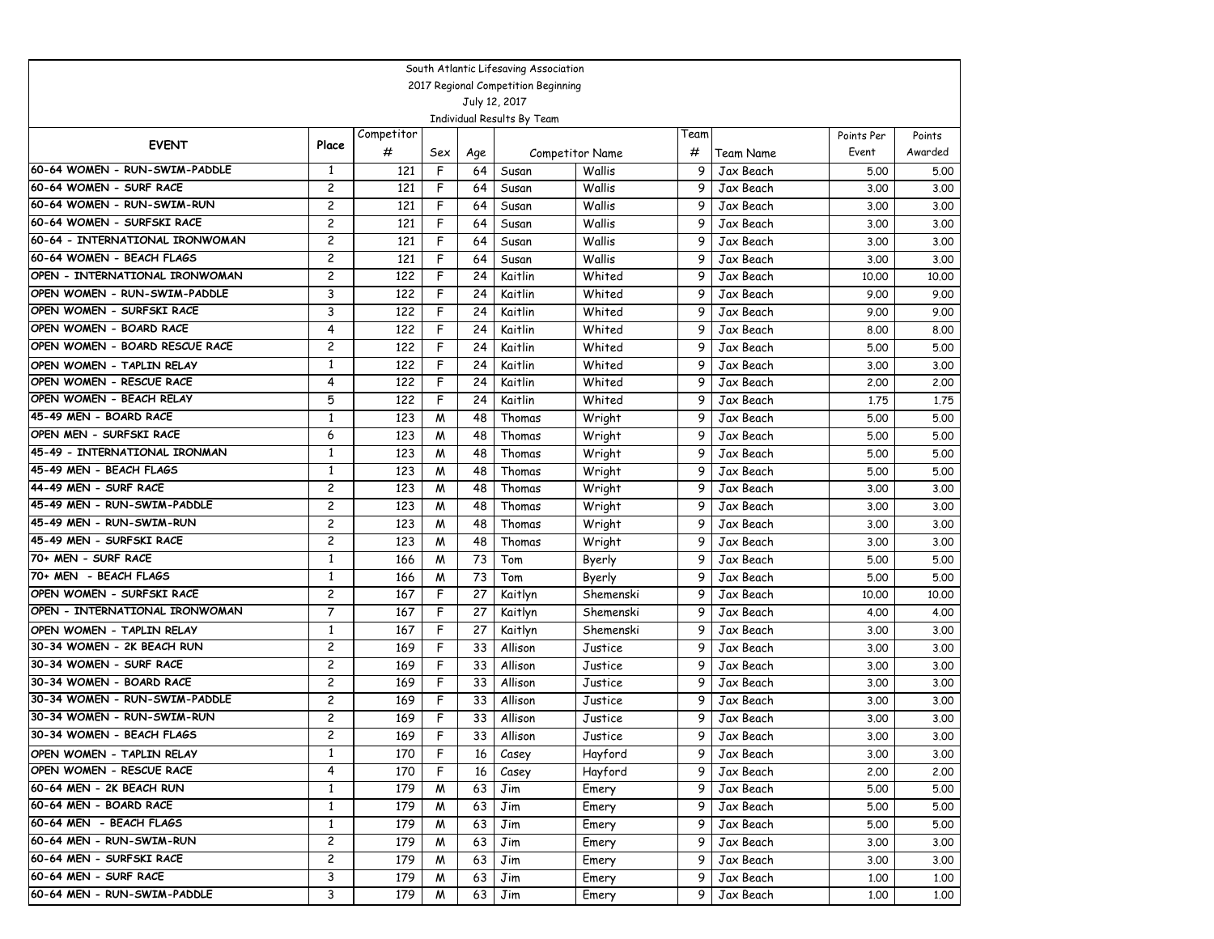South Atlantic Lifesaving Association

2017 Regional Competition Beginning

July 12, 2017

Individual Results By Team

| EVENT | Place | Competitor # | Sex | Age | Competitor Name | | Team # | Team Name | Points Per Event | Points Awarded |
|---|---|---|---|---|---|---|---|---|---|---|
| 60-64 WOMEN - RUN-SWIM-PADDLE | 1 | 121 | F | 64 | Susan | Wallis | 9 | Jax Beach | 5.00 | 5.00 |
| 60-64 WOMEN - SURF RACE | 2 | 121 | F | 64 | Susan | Wallis | 9 | Jax Beach | 3.00 | 3.00 |
| 60-64 WOMEN - RUN-SWIM-RUN | 2 | 121 | F | 64 | Susan | Wallis | 9 | Jax Beach | 3.00 | 3.00 |
| 60-64 WOMEN - SURFSKI RACE | 2 | 121 | F | 64 | Susan | Wallis | 9 | Jax Beach | 3.00 | 3.00 |
| 60-64 - INTERNATIONAL IRONWOMAN | 2 | 121 | F | 64 | Susan | Wallis | 9 | Jax Beach | 3.00 | 3.00 |
| 60-64 WOMEN - BEACH FLAGS | 2 | 121 | F | 64 | Susan | Wallis | 9 | Jax Beach | 3.00 | 3.00 |
| OPEN - INTERNATIONAL IRONWOMAN | 2 | 122 | F | 24 | Kaitlin | Whited | 9 | Jax Beach | 10.00 | 10.00 |
| OPEN WOMEN - RUN-SWIM-PADDLE | 3 | 122 | F | 24 | Kaitlin | Whited | 9 | Jax Beach | 9.00 | 9.00 |
| OPEN WOMEN - SURFSKI RACE | 3 | 122 | F | 24 | Kaitlin | Whited | 9 | Jax Beach | 9.00 | 9.00 |
| OPEN WOMEN - BOARD RACE | 4 | 122 | F | 24 | Kaitlin | Whited | 9 | Jax Beach | 8.00 | 8.00 |
| OPEN WOMEN - BOARD RESCUE RACE | 2 | 122 | F | 24 | Kaitlin | Whited | 9 | Jax Beach | 5.00 | 5.00 |
| OPEN WOMEN - TAPLIN RELAY | 1 | 122 | F | 24 | Kaitlin | Whited | 9 | Jax Beach | 3.00 | 3.00 |
| OPEN WOMEN - RESCUE RACE | 4 | 122 | F | 24 | Kaitlin | Whited | 9 | Jax Beach | 2.00 | 2.00 |
| OPEN WOMEN - BEACH RELAY | 5 | 122 | F | 24 | Kaitlin | Whited | 9 | Jax Beach | 1.75 | 1.75 |
| 45-49 MEN - BOARD RACE | 1 | 123 | M | 48 | Thomas | Wright | 9 | Jax Beach | 5.00 | 5.00 |
| OPEN MEN - SURFSKI RACE | 6 | 123 | M | 48 | Thomas | Wright | 9 | Jax Beach | 5.00 | 5.00 |
| 45-49 - INTERNATIONAL IRONMAN | 1 | 123 | M | 48 | Thomas | Wright | 9 | Jax Beach | 5.00 | 5.00 |
| 45-49 MEN - BEACH FLAGS | 1 | 123 | M | 48 | Thomas | Wright | 9 | Jax Beach | 5.00 | 5.00 |
| 44-49 MEN - SURF RACE | 2 | 123 | M | 48 | Thomas | Wright | 9 | Jax Beach | 3.00 | 3.00 |
| 45-49 MEN - RUN-SWIM-PADDLE | 2 | 123 | M | 48 | Thomas | Wright | 9 | Jax Beach | 3.00 | 3.00 |
| 45-49 MEN - RUN-SWIM-RUN | 2 | 123 | M | 48 | Thomas | Wright | 9 | Jax Beach | 3.00 | 3.00 |
| 45-49 MEN - SURFSKI RACE | 2 | 123 | M | 48 | Thomas | Wright | 9 | Jax Beach | 3.00 | 3.00 |
| 70+ MEN - SURF RACE | 1 | 166 | M | 73 | Tom | Byerly | 9 | Jax Beach | 5.00 | 5.00 |
| 70+ MEN - BEACH FLAGS | 1 | 166 | M | 73 | Tom | Byerly | 9 | Jax Beach | 5.00 | 5.00 |
| OPEN WOMEN - SURFSKI RACE | 2 | 167 | F | 27 | Kaitlyn | Shemenski | 9 | Jax Beach | 10.00 | 10.00 |
| OPEN - INTERNATIONAL IRONWOMAN | 7 | 167 | F | 27 | Kaitlyn | Shemenski | 9 | Jax Beach | 4.00 | 4.00 |
| OPEN WOMEN - TAPLIN RELAY | 1 | 167 | F | 27 | Kaitlyn | Shemenski | 9 | Jax Beach | 3.00 | 3.00 |
| 30-34 WOMEN - 2K BEACH RUN | 2 | 169 | F | 33 | Allison | Justice | 9 | Jax Beach | 3.00 | 3.00 |
| 30-34 WOMEN - SURF RACE | 2 | 169 | F | 33 | Allison | Justice | 9 | Jax Beach | 3.00 | 3.00 |
| 30-34 WOMEN - BOARD RACE | 2 | 169 | F | 33 | Allison | Justice | 9 | Jax Beach | 3.00 | 3.00 |
| 30-34 WOMEN - RUN-SWIM-PADDLE | 2 | 169 | F | 33 | Allison | Justice | 9 | Jax Beach | 3.00 | 3.00 |
| 30-34 WOMEN - RUN-SWIM-RUN | 2 | 169 | F | 33 | Allison | Justice | 9 | Jax Beach | 3.00 | 3.00 |
| 30-34 WOMEN - BEACH FLAGS | 2 | 169 | F | 33 | Allison | Justice | 9 | Jax Beach | 3.00 | 3.00 |
| OPEN WOMEN - TAPLIN RELAY | 1 | 170 | F | 16 | Casey | Hayford | 9 | Jax Beach | 3.00 | 3.00 |
| OPEN WOMEN - RESCUE RACE | 4 | 170 | F | 16 | Casey | Hayford | 9 | Jax Beach | 2.00 | 2.00 |
| 60-64 MEN - 2K BEACH RUN | 1 | 179 | M | 63 | Jim | Emery | 9 | Jax Beach | 5.00 | 5.00 |
| 60-64 MEN - BOARD RACE | 1 | 179 | M | 63 | Jim | Emery | 9 | Jax Beach | 5.00 | 5.00 |
| 60-64 MEN - BEACH FLAGS | 1 | 179 | M | 63 | Jim | Emery | 9 | Jax Beach | 5.00 | 5.00 |
| 60-64 MEN - RUN-SWIM-RUN | 2 | 179 | M | 63 | Jim | Emery | 9 | Jax Beach | 3.00 | 3.00 |
| 60-64 MEN - SURFSKI RACE | 2 | 179 | M | 63 | Jim | Emery | 9 | Jax Beach | 3.00 | 3.00 |
| 60-64 MEN - SURF RACE | 3 | 179 | M | 63 | Jim | Emery | 9 | Jax Beach | 1.00 | 1.00 |
| 60-64 MEN - RUN-SWIM-PADDLE | 3 | 179 | M | 63 | Jim | Emery | 9 | Jax Beach | 1.00 | 1.00 |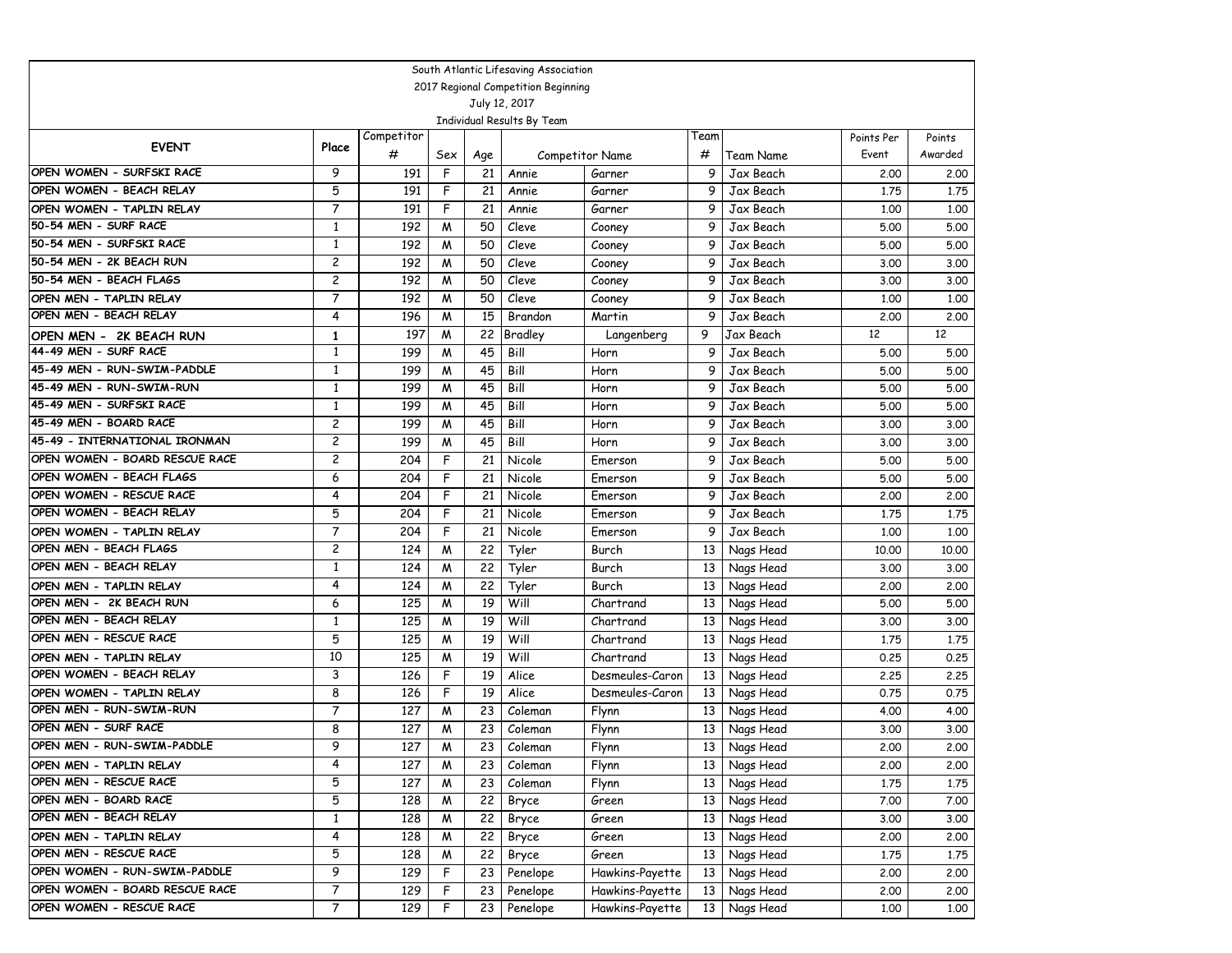South Atlantic Lifesaving Association

2017 Regional Competition Beginning

July 12, 2017

Individual Results By Team

| EVENT | Place | Competitor # | Sex | Age | Competitor Name | | Team # | Team Name | Points Per Event | Points Awarded |
|---|---|---|---|---|---|---|---|---|---|---|
| OPEN WOMEN - SURFSKI RACE | 9 | 191 | F | 21 | Annie | Garner | 9 | Jax Beach | 2.00 | 2.00 |
| OPEN WOMEN - BEACH RELAY | 5 | 191 | F | 21 | Annie | Garner | 9 | Jax Beach | 1.75 | 1.75 |
| OPEN WOMEN - TAPLIN RELAY | 7 | 191 | F | 21 | Annie | Garner | 9 | Jax Beach | 1.00 | 1.00 |
| 50-54 MEN - SURF RACE | 1 | 192 | M | 50 | Cleve | Cooney | 9 | Jax Beach | 5.00 | 5.00 |
| 50-54 MEN - SURFSKI RACE | 1 | 192 | M | 50 | Cleve | Cooney | 9 | Jax Beach | 5.00 | 5.00 |
| 50-54 MEN - 2K BEACH RUN | 2 | 192 | M | 50 | Cleve | Cooney | 9 | Jax Beach | 3.00 | 3.00 |
| 50-54 MEN - BEACH FLAGS | 2 | 192 | M | 50 | Cleve | Cooney | 9 | Jax Beach | 3.00 | 3.00 |
| OPEN MEN - TAPLIN RELAY | 7 | 192 | M | 50 | Cleve | Cooney | 9 | Jax Beach | 1.00 | 1.00 |
| OPEN MEN - BEACH RELAY | 4 | 196 | M | 15 | Brandon | Martin | 9 | Jax Beach | 2.00 | 2.00 |
| OPEN MEN - 2K BEACH RUN | 1 | 197 | M | 22 | Bradley | Langenberg | 9 | Jax Beach | 12 | 12 |
| 44-49 MEN - SURF RACE | 1 | 199 | M | 45 | Bill | Horn | 9 | Jax Beach | 5.00 | 5.00 |
| 45-49 MEN - RUN-SWIM-PADDLE | 1 | 199 | M | 45 | Bill | Horn | 9 | Jax Beach | 5.00 | 5.00 |
| 45-49 MEN - RUN-SWIM-RUN | 1 | 199 | M | 45 | Bill | Horn | 9 | Jax Beach | 5.00 | 5.00 |
| 45-49 MEN - SURFSKI RACE | 1 | 199 | M | 45 | Bill | Horn | 9 | Jax Beach | 5.00 | 5.00 |
| 45-49 MEN - BOARD RACE | 2 | 199 | M | 45 | Bill | Horn | 9 | Jax Beach | 3.00 | 3.00 |
| 45-49 - INTERNATIONAL IRONMAN | 2 | 199 | M | 45 | Bill | Horn | 9 | Jax Beach | 3.00 | 3.00 |
| OPEN WOMEN - BOARD RESCUE RACE | 2 | 204 | F | 21 | Nicole | Emerson | 9 | Jax Beach | 5.00 | 5.00 |
| OPEN WOMEN - BEACH FLAGS | 6 | 204 | F | 21 | Nicole | Emerson | 9 | Jax Beach | 5.00 | 5.00 |
| OPEN WOMEN - RESCUE RACE | 4 | 204 | F | 21 | Nicole | Emerson | 9 | Jax Beach | 2.00 | 2.00 |
| OPEN WOMEN - BEACH RELAY | 5 | 204 | F | 21 | Nicole | Emerson | 9 | Jax Beach | 1.75 | 1.75 |
| OPEN WOMEN - TAPLIN RELAY | 7 | 204 | F | 21 | Nicole | Emerson | 9 | Jax Beach | 1.00 | 1.00 |
| OPEN MEN - BEACH FLAGS | 2 | 124 | M | 22 | Tyler | Burch | 13 | Nags Head | 10.00 | 10.00 |
| OPEN MEN - BEACH RELAY | 1 | 124 | M | 22 | Tyler | Burch | 13 | Nags Head | 3.00 | 3.00 |
| OPEN MEN - TAPLIN RELAY | 4 | 124 | M | 22 | Tyler | Burch | 13 | Nags Head | 2.00 | 2.00 |
| OPEN MEN - 2K BEACH RUN | 6 | 125 | M | 19 | Will | Chartrand | 13 | Nags Head | 5.00 | 5.00 |
| OPEN MEN - BEACH RELAY | 1 | 125 | M | 19 | Will | Chartrand | 13 | Nags Head | 3.00 | 3.00 |
| OPEN MEN - RESCUE RACE | 5 | 125 | M | 19 | Will | Chartrand | 13 | Nags Head | 1.75 | 1.75 |
| OPEN MEN - TAPLIN RELAY | 10 | 125 | M | 19 | Will | Chartrand | 13 | Nags Head | 0.25 | 0.25 |
| OPEN WOMEN - BEACH RELAY | 3 | 126 | F | 19 | Alice | Desmeules-Caron | 13 | Nags Head | 2.25 | 2.25 |
| OPEN WOMEN - TAPLIN RELAY | 8 | 126 | F | 19 | Alice | Desmeules-Caron | 13 | Nags Head | 0.75 | 0.75 |
| OPEN MEN - RUN-SWIM-RUN | 7 | 127 | M | 23 | Coleman | Flynn | 13 | Nags Head | 4.00 | 4.00 |
| OPEN MEN - SURF RACE | 8 | 127 | M | 23 | Coleman | Flynn | 13 | Nags Head | 3.00 | 3.00 |
| OPEN MEN - RUN-SWIM-PADDLE | 9 | 127 | M | 23 | Coleman | Flynn | 13 | Nags Head | 2.00 | 2.00 |
| OPEN MEN - TAPLIN RELAY | 4 | 127 | M | 23 | Coleman | Flynn | 13 | Nags Head | 2.00 | 2.00 |
| OPEN MEN - RESCUE RACE | 5 | 127 | M | 23 | Coleman | Flynn | 13 | Nags Head | 1.75 | 1.75 |
| OPEN MEN - BOARD RACE | 5 | 128 | M | 22 | Bryce | Green | 13 | Nags Head | 7.00 | 7.00 |
| OPEN MEN - BEACH RELAY | 1 | 128 | M | 22 | Bryce | Green | 13 | Nags Head | 3.00 | 3.00 |
| OPEN MEN - TAPLIN RELAY | 4 | 128 | M | 22 | Bryce | Green | 13 | Nags Head | 2.00 | 2.00 |
| OPEN MEN - RESCUE RACE | 5 | 128 | M | 22 | Bryce | Green | 13 | Nags Head | 1.75 | 1.75 |
| OPEN WOMEN - RUN-SWIM-PADDLE | 9 | 129 | F | 23 | Penelope | Hawkins-Payette | 13 | Nags Head | 2.00 | 2.00 |
| OPEN WOMEN - BOARD RESCUE RACE | 7 | 129 | F | 23 | Penelope | Hawkins-Payette | 13 | Nags Head | 2.00 | 2.00 |
| OPEN WOMEN - RESCUE RACE | 7 | 129 | F | 23 | Penelope | Hawkins-Payette | 13 | Nags Head | 1.00 | 1.00 |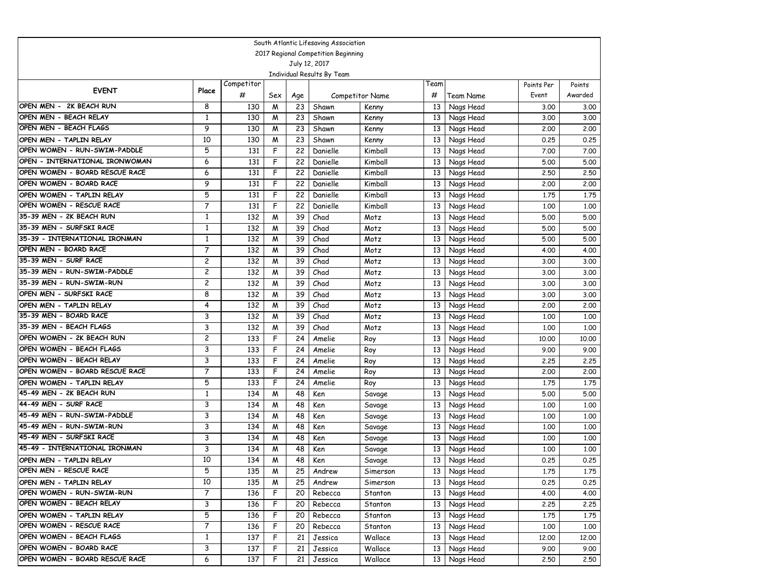South Atlantic Lifesaving Association

2017 Regional Competition Beginning

July 12, 2017

Individual Results By Team

| EVENT | Place | Competitor # | Sex | Age | Competitor Name | | Team # | Team Name | Points Per Event | Points Awarded |
|---|---|---|---|---|---|---|---|---|---|---|
| OPEN MEN - 2K BEACH RUN | 8 | 130 | M | 23 | Shawn | Kenny | 13 | Nags Head | 3.00 | 3.00 |
| OPEN MEN - BEACH RELAY | 1 | 130 | M | 23 | Shawn | Kenny | 13 | Nags Head | 3.00 | 3.00 |
| OPEN MEN - BEACH FLAGS | 9 | 130 | M | 23 | Shawn | Kenny | 13 | Nags Head | 2.00 | 2.00 |
| OPEN MEN - TAPLIN RELAY | 10 | 130 | M | 23 | Shawn | Kenny | 13 | Nags Head | 0.25 | 0.25 |
| OPEN WOMEN - RUN-SWIM-PADDLE | 5 | 131 | F | 22 | Danielle | Kimball | 13 | Nags Head | 7.00 | 7.00 |
| OPEN - INTERNATIONAL IRONWOMAN | 6 | 131 | F | 22 | Danielle | Kimball | 13 | Nags Head | 5.00 | 5.00 |
| OPEN WOMEN - BOARD RESCUE RACE | 6 | 131 | F | 22 | Danielle | Kimball | 13 | Nags Head | 2.50 | 2.50 |
| OPEN WOMEN - BOARD RACE | 9 | 131 | F | 22 | Danielle | Kimball | 13 | Nags Head | 2.00 | 2.00 |
| OPEN WOMEN - TAPLIN RELAY | 5 | 131 | F | 22 | Danielle | Kimball | 13 | Nags Head | 1.75 | 1.75 |
| OPEN WOMEN - RESCUE RACE | 7 | 131 | F | 22 | Danielle | Kimball | 13 | Nags Head | 1.00 | 1.00 |
| 35-39 MEN - 2K BEACH RUN | 1 | 132 | M | 39 | Chad | Motz | 13 | Nags Head | 5.00 | 5.00 |
| 35-39 MEN - SURFSKI RACE | 1 | 132 | M | 39 | Chad | Motz | 13 | Nags Head | 5.00 | 5.00 |
| 35-39 - INTERNATIONAL IRONMAN | 1 | 132 | M | 39 | Chad | Motz | 13 | Nags Head | 5.00 | 5.00 |
| OPEN MEN - BOARD RACE | 7 | 132 | M | 39 | Chad | Motz | 13 | Nags Head | 4.00 | 4.00 |
| 35-39 MEN - SURF RACE | 2 | 132 | M | 39 | Chad | Motz | 13 | Nags Head | 3.00 | 3.00 |
| 35-39 MEN - RUN-SWIM-PADDLE | 2 | 132 | M | 39 | Chad | Motz | 13 | Nags Head | 3.00 | 3.00 |
| 35-39 MEN - RUN-SWIM-RUN | 2 | 132 | M | 39 | Chad | Motz | 13 | Nags Head | 3.00 | 3.00 |
| OPEN MEN - SURFSKI RACE | 8 | 132 | M | 39 | Chad | Motz | 13 | Nags Head | 3.00 | 3.00 |
| OPEN MEN - TAPLIN RELAY | 4 | 132 | M | 39 | Chad | Motz | 13 | Nags Head | 2.00 | 2.00 |
| 35-39 MEN - BOARD RACE | 3 | 132 | M | 39 | Chad | Motz | 13 | Nags Head | 1.00 | 1.00 |
| 35-39 MEN - BEACH FLAGS | 3 | 132 | M | 39 | Chad | Motz | 13 | Nags Head | 1.00 | 1.00 |
| OPEN WOMEN - 2K BEACH RUN | 2 | 133 | F | 24 | Amelie | Roy | 13 | Nags Head | 10.00 | 10.00 |
| OPEN WOMEN - BEACH FLAGS | 3 | 133 | F | 24 | Amelie | Roy | 13 | Nags Head | 9.00 | 9.00 |
| OPEN WOMEN - BEACH RELAY | 3 | 133 | F | 24 | Amelie | Roy | 13 | Nags Head | 2.25 | 2.25 |
| OPEN WOMEN - BOARD RESCUE RACE | 7 | 133 | F | 24 | Amelie | Roy | 13 | Nags Head | 2.00 | 2.00 |
| OPEN WOMEN - TAPLIN RELAY | 5 | 133 | F | 24 | Amelie | Roy | 13 | Nags Head | 1.75 | 1.75 |
| 45-49 MEN - 2K BEACH RUN | 1 | 134 | M | 48 | Ken | Savage | 13 | Nags Head | 5.00 | 5.00 |
| 44-49 MEN - SURF RACE | 3 | 134 | M | 48 | Ken | Savage | 13 | Nags Head | 1.00 | 1.00 |
| 45-49 MEN - RUN-SWIM-PADDLE | 3 | 134 | M | 48 | Ken | Savage | 13 | Nags Head | 1.00 | 1.00 |
| 45-49 MEN - RUN-SWIM-RUN | 3 | 134 | M | 48 | Ken | Savage | 13 | Nags Head | 1.00 | 1.00 |
| 45-49 MEN - SURFSKI RACE | 3 | 134 | M | 48 | Ken | Savage | 13 | Nags Head | 1.00 | 1.00 |
| 45-49 - INTERNATIONAL IRONMAN | 3 | 134 | M | 48 | Ken | Savage | 13 | Nags Head | 1.00 | 1.00 |
| OPEN MEN - TAPLIN RELAY | 10 | 134 | M | 48 | Ken | Savage | 13 | Nags Head | 0.25 | 0.25 |
| OPEN MEN - RESCUE RACE | 5 | 135 | M | 25 | Andrew | Simerson | 13 | Nags Head | 1.75 | 1.75 |
| OPEN MEN - TAPLIN RELAY | 10 | 135 | M | 25 | Andrew | Simerson | 13 | Nags Head | 0.25 | 0.25 |
| OPEN WOMEN - RUN-SWIM-RUN | 7 | 136 | F | 20 | Rebecca | Stanton | 13 | Nags Head | 4.00 | 4.00 |
| OPEN WOMEN - BEACH RELAY | 3 | 136 | F | 20 | Rebecca | Stanton | 13 | Nags Head | 2.25 | 2.25 |
| OPEN WOMEN - TAPLIN RELAY | 5 | 136 | F | 20 | Rebecca | Stanton | 13 | Nags Head | 1.75 | 1.75 |
| OPEN WOMEN - RESCUE RACE | 7 | 136 | F | 20 | Rebecca | Stanton | 13 | Nags Head | 1.00 | 1.00 |
| OPEN WOMEN - BEACH FLAGS | 1 | 137 | F | 21 | Jessica | Wallace | 13 | Nags Head | 12.00 | 12.00 |
| OPEN WOMEN - BOARD RACE | 3 | 137 | F | 21 | Jessica | Wallace | 13 | Nags Head | 9.00 | 9.00 |
| OPEN WOMEN - BOARD RESCUE RACE | 6 | 137 | F | 21 | Jessica | Wallace | 13 | Nags Head | 2.50 | 2.50 |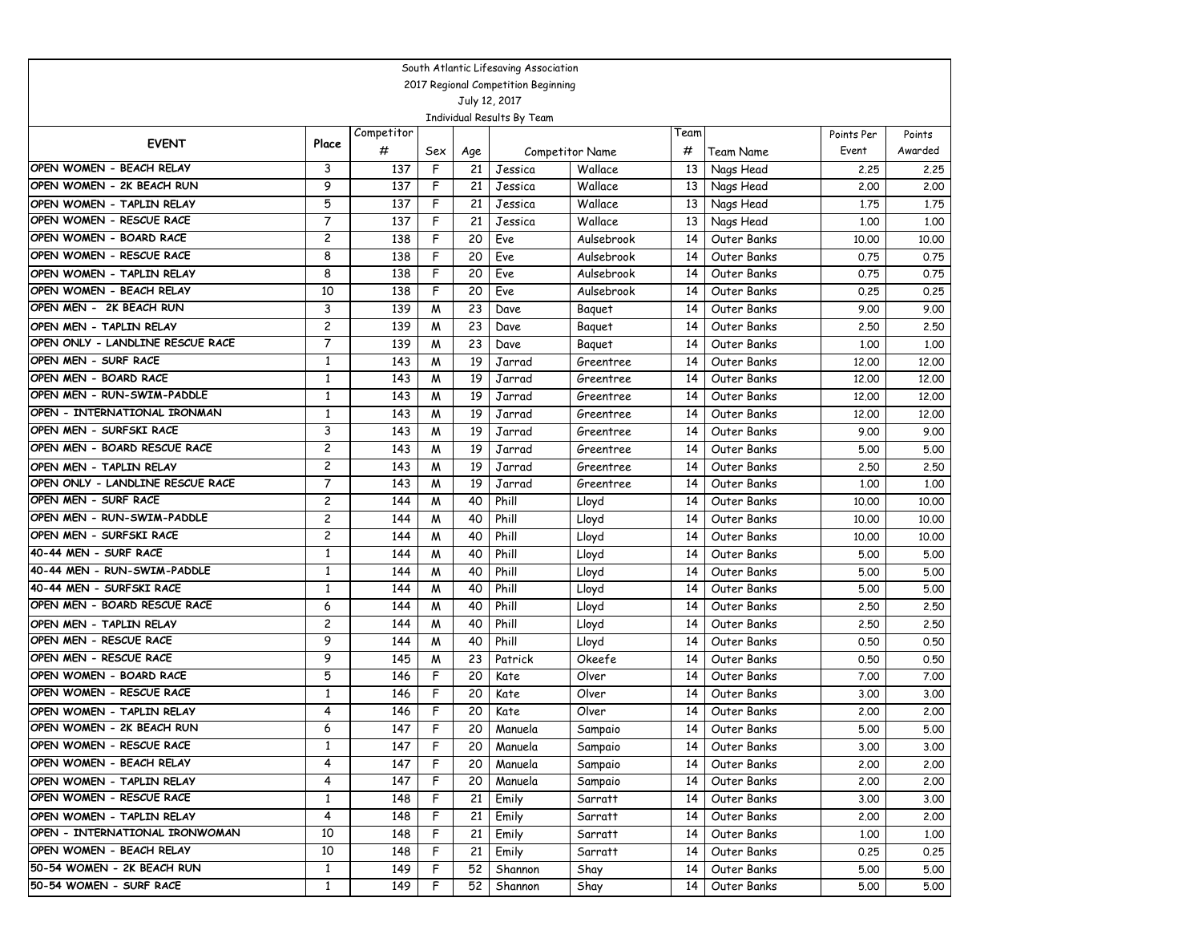South Atlantic Lifesaving Association

2017 Regional Competition Beginning

July 12, 2017

Individual Results By Team

| EVENT | Place | Competitor # | Sex | Age | Competitor Name | | Team # | Team Name | Points Per Event | Points Awarded |
|---|---|---|---|---|---|---|---|---|---|---|
| OPEN WOMEN - BEACH RELAY | 3 | 137 | F | 21 | Jessica | Wallace | 13 | Nags Head | 2.25 | 2.25 |
| OPEN WOMEN - 2K BEACH RUN | 9 | 137 | F | 21 | Jessica | Wallace | 13 | Nags Head | 2.00 | 2.00 |
| OPEN WOMEN - TAPLIN RELAY | 5 | 137 | F | 21 | Jessica | Wallace | 13 | Nags Head | 1.75 | 1.75 |
| OPEN WOMEN - RESCUE RACE | 7 | 137 | F | 21 | Jessica | Wallace | 13 | Nags Head | 1.00 | 1.00 |
| OPEN WOMEN - BOARD RACE | 2 | 138 | F | 20 | Eve | Aulsebrook | 14 | Outer Banks | 10.00 | 10.00 |
| OPEN WOMEN - RESCUE RACE | 8 | 138 | F | 20 | Eve | Aulsebrook | 14 | Outer Banks | 0.75 | 0.75 |
| OPEN WOMEN - TAPLIN RELAY | 8 | 138 | F | 20 | Eve | Aulsebrook | 14 | Outer Banks | 0.75 | 0.75 |
| OPEN WOMEN - BEACH RELAY | 10 | 138 | F | 20 | Eve | Aulsebrook | 14 | Outer Banks | 0.25 | 0.25 |
| OPEN MEN - 2K BEACH RUN | 3 | 139 | M | 23 | Dave | Baquet | 14 | Outer Banks | 9.00 | 9.00 |
| OPEN MEN - TAPLIN RELAY | 2 | 139 | M | 23 | Dave | Baquet | 14 | Outer Banks | 2.50 | 2.50 |
| OPEN ONLY - LANDLINE RESCUE RACE | 7 | 139 | M | 23 | Dave | Baquet | 14 | Outer Banks | 1.00 | 1.00 |
| OPEN MEN - SURF RACE | 1 | 143 | M | 19 | Jarrad | Greentree | 14 | Outer Banks | 12.00 | 12.00 |
| OPEN MEN - BOARD RACE | 1 | 143 | M | 19 | Jarrad | Greentree | 14 | Outer Banks | 12.00 | 12.00 |
| OPEN MEN - RUN-SWIM-PADDLE | 1 | 143 | M | 19 | Jarrad | Greentree | 14 | Outer Banks | 12.00 | 12.00 |
| OPEN - INTERNATIONAL IRONMAN | 1 | 143 | M | 19 | Jarrad | Greentree | 14 | Outer Banks | 12.00 | 12.00 |
| OPEN MEN - SURFSKI RACE | 3 | 143 | M | 19 | Jarrad | Greentree | 14 | Outer Banks | 9.00 | 9.00 |
| OPEN MEN - BOARD RESCUE RACE | 2 | 143 | M | 19 | Jarrad | Greentree | 14 | Outer Banks | 5.00 | 5.00 |
| OPEN MEN - TAPLIN RELAY | 2 | 143 | M | 19 | Jarrad | Greentree | 14 | Outer Banks | 2.50 | 2.50 |
| OPEN ONLY - LANDLINE RESCUE RACE | 7 | 143 | M | 19 | Jarrad | Greentree | 14 | Outer Banks | 1.00 | 1.00 |
| OPEN MEN - SURF RACE | 2 | 144 | M | 40 | Phill | Lloyd | 14 | Outer Banks | 10.00 | 10.00 |
| OPEN MEN - RUN-SWIM-PADDLE | 2 | 144 | M | 40 | Phill | Lloyd | 14 | Outer Banks | 10.00 | 10.00 |
| OPEN MEN - SURFSKI RACE | 2 | 144 | M | 40 | Phill | Lloyd | 14 | Outer Banks | 10.00 | 10.00 |
| 40-44 MEN - SURF RACE | 1 | 144 | M | 40 | Phill | Lloyd | 14 | Outer Banks | 5.00 | 5.00 |
| 40-44 MEN - RUN-SWIM-PADDLE | 1 | 144 | M | 40 | Phill | Lloyd | 14 | Outer Banks | 5.00 | 5.00 |
| 40-44 MEN - SURFSKI RACE | 1 | 144 | M | 40 | Phill | Lloyd | 14 | Outer Banks | 5.00 | 5.00 |
| OPEN MEN - BOARD RESCUE RACE | 6 | 144 | M | 40 | Phill | Lloyd | 14 | Outer Banks | 2.50 | 2.50 |
| OPEN MEN - TAPLIN RELAY | 2 | 144 | M | 40 | Phill | Lloyd | 14 | Outer Banks | 2.50 | 2.50 |
| OPEN MEN - RESCUE RACE | 9 | 144 | M | 40 | Phill | Lloyd | 14 | Outer Banks | 0.50 | 0.50 |
| OPEN MEN - RESCUE RACE | 9 | 145 | M | 23 | Patrick | Okeefe | 14 | Outer Banks | 0.50 | 0.50 |
| OPEN WOMEN - BOARD RACE | 5 | 146 | F | 20 | Kate | Olver | 14 | Outer Banks | 7.00 | 7.00 |
| OPEN WOMEN - RESCUE RACE | 1 | 146 | F | 20 | Kate | Olver | 14 | Outer Banks | 3.00 | 3.00 |
| OPEN WOMEN - TAPLIN RELAY | 4 | 146 | F | 20 | Kate | Olver | 14 | Outer Banks | 2.00 | 2.00 |
| OPEN WOMEN - 2K BEACH RUN | 6 | 147 | F | 20 | Manuela | Sampaio | 14 | Outer Banks | 5.00 | 5.00 |
| OPEN WOMEN - RESCUE RACE | 1 | 147 | F | 20 | Manuela | Sampaio | 14 | Outer Banks | 3.00 | 3.00 |
| OPEN WOMEN - BEACH RELAY | 4 | 147 | F | 20 | Manuela | Sampaio | 14 | Outer Banks | 2.00 | 2.00 |
| OPEN WOMEN - TAPLIN RELAY | 4 | 147 | F | 20 | Manuela | Sampaio | 14 | Outer Banks | 2.00 | 2.00 |
| OPEN WOMEN - RESCUE RACE | 1 | 148 | F | 21 | Emily | Sarratt | 14 | Outer Banks | 3.00 | 3.00 |
| OPEN WOMEN - TAPLIN RELAY | 4 | 148 | F | 21 | Emily | Sarratt | 14 | Outer Banks | 2.00 | 2.00 |
| OPEN - INTERNATIONAL IRONWOMAN | 10 | 148 | F | 21 | Emily | Sarratt | 14 | Outer Banks | 1.00 | 1.00 |
| OPEN WOMEN - BEACH RELAY | 10 | 148 | F | 21 | Emily | Sarratt | 14 | Outer Banks | 0.25 | 0.25 |
| 50-54 WOMEN - 2K BEACH RUN | 1 | 149 | F | 52 | Shannon | Shay | 14 | Outer Banks | 5.00 | 5.00 |
| 50-54 WOMEN - SURF RACE | 1 | 149 | F | 52 | Shannon | Shay | 14 | Outer Banks | 5.00 | 5.00 |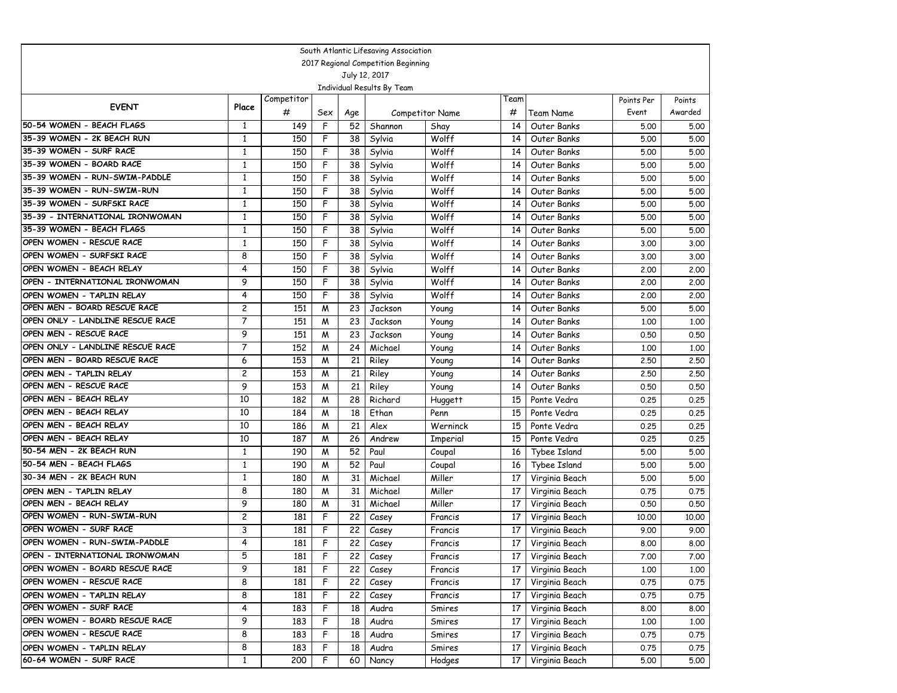South Atlantic Lifesaving Association
2017 Regional Competition Beginning
July 12, 2017
Individual Results By Team

| EVENT | Place | Competitor # | Sex | Age | Competitor Name | | Team # | Team Name | Points Per Event | Points Awarded |
|---|---|---|---|---|---|---|---|---|---|---|
| 50-54 WOMEN - BEACH FLAGS | 1 | 149 | F | 52 | Shannon | Shay | 14 | Outer Banks | 5.00 | 5.00 |
| 35-39 WOMEN - 2K BEACH RUN | 1 | 150 | F | 38 | Sylvia | Wolff | 14 | Outer Banks | 5.00 | 5.00 |
| 35-39 WOMEN - SURF RACE | 1 | 150 | F | 38 | Sylvia | Wolff | 14 | Outer Banks | 5.00 | 5.00 |
| 35-39 WOMEN - BOARD RACE | 1 | 150 | F | 38 | Sylvia | Wolff | 14 | Outer Banks | 5.00 | 5.00 |
| 35-39 WOMEN - RUN-SWIM-PADDLE | 1 | 150 | F | 38 | Sylvia | Wolff | 14 | Outer Banks | 5.00 | 5.00 |
| 35-39 WOMEN - RUN-SWIM-RUN | 1 | 150 | F | 38 | Sylvia | Wolff | 14 | Outer Banks | 5.00 | 5.00 |
| 35-39 WOMEN - SURFSKI RACE | 1 | 150 | F | 38 | Sylvia | Wolff | 14 | Outer Banks | 5.00 | 5.00 |
| 35-39 - INTERNATIONAL IRONWOMAN | 1 | 150 | F | 38 | Sylvia | Wolff | 14 | Outer Banks | 5.00 | 5.00 |
| 35-39 WOMEN - BEACH FLAGS | 1 | 150 | F | 38 | Sylvia | Wolff | 14 | Outer Banks | 5.00 | 5.00 |
| OPEN WOMEN - RESCUE RACE | 1 | 150 | F | 38 | Sylvia | Wolff | 14 | Outer Banks | 3.00 | 3.00 |
| OPEN WOMEN - SURFSKI RACE | 8 | 150 | F | 38 | Sylvia | Wolff | 14 | Outer Banks | 3.00 | 3.00 |
| OPEN WOMEN - BEACH RELAY | 4 | 150 | F | 38 | Sylvia | Wolff | 14 | Outer Banks | 2.00 | 2.00 |
| OPEN - INTERNATIONAL IRONWOMAN | 9 | 150 | F | 38 | Sylvia | Wolff | 14 | Outer Banks | 2.00 | 2.00 |
| OPEN WOMEN - TAPLIN RELAY | 4 | 150 | F | 38 | Sylvia | Wolff | 14 | Outer Banks | 2.00 | 2.00 |
| OPEN MEN - BOARD RESCUE RACE | 2 | 151 | M | 23 | Jackson | Young | 14 | Outer Banks | 5.00 | 5.00 |
| OPEN ONLY - LANDLINE RESCUE RACE | 7 | 151 | M | 23 | Jackson | Young | 14 | Outer Banks | 1.00 | 1.00 |
| OPEN MEN - RESCUE RACE | 9 | 151 | M | 23 | Jackson | Young | 14 | Outer Banks | 0.50 | 0.50 |
| OPEN ONLY - LANDLINE RESCUE RACE | 7 | 152 | M | 24 | Michael | Young | 14 | Outer Banks | 1.00 | 1.00 |
| OPEN MEN - BOARD RESCUE RACE | 6 | 153 | M | 21 | Riley | Young | 14 | Outer Banks | 2.50 | 2.50 |
| OPEN MEN - TAPLIN RELAY | 2 | 153 | M | 21 | Riley | Young | 14 | Outer Banks | 2.50 | 2.50 |
| OPEN MEN - RESCUE RACE | 9 | 153 | M | 21 | Riley | Young | 14 | Outer Banks | 0.50 | 0.50 |
| OPEN MEN - BEACH RELAY | 10 | 182 | M | 28 | Richard | Huggett | 15 | Ponte Vedra | 0.25 | 0.25 |
| OPEN MEN - BEACH RELAY | 10 | 184 | M | 18 | Ethan | Penn | 15 | Ponte Vedra | 0.25 | 0.25 |
| OPEN MEN - BEACH RELAY | 10 | 186 | M | 21 | Alex | Werninck | 15 | Ponte Vedra | 0.25 | 0.25 |
| OPEN MEN - BEACH RELAY | 10 | 187 | M | 26 | Andrew | Imperial | 15 | Ponte Vedra | 0.25 | 0.25 |
| 50-54 MEN - 2K BEACH RUN | 1 | 190 | M | 52 | Paul | Coupal | 16 | Tybee Island | 5.00 | 5.00 |
| 50-54 MEN - BEACH FLAGS | 1 | 190 | M | 52 | Paul | Coupal | 16 | Tybee Island | 5.00 | 5.00 |
| 30-34 MEN - 2K BEACH RUN | 1 | 180 | M | 31 | Michael | Miller | 17 | Virginia Beach | 5.00 | 5.00 |
| OPEN MEN - TAPLIN RELAY | 8 | 180 | M | 31 | Michael | Miller | 17 | Virginia Beach | 0.75 | 0.75 |
| OPEN MEN - BEACH RELAY | 9 | 180 | M | 31 | Michael | Miller | 17 | Virginia Beach | 0.50 | 0.50 |
| OPEN WOMEN - RUN-SWIM-RUN | 2 | 181 | F | 22 | Casey | Francis | 17 | Virginia Beach | 10.00 | 10.00 |
| OPEN WOMEN - SURF RACE | 3 | 181 | F | 22 | Casey | Francis | 17 | Virginia Beach | 9.00 | 9.00 |
| OPEN WOMEN - RUN-SWIM-PADDLE | 4 | 181 | F | 22 | Casey | Francis | 17 | Virginia Beach | 8.00 | 8.00 |
| OPEN - INTERNATIONAL IRONWOMAN | 5 | 181 | F | 22 | Casey | Francis | 17 | Virginia Beach | 7.00 | 7.00 |
| OPEN WOMEN - BOARD RESCUE RACE | 9 | 181 | F | 22 | Casey | Francis | 17 | Virginia Beach | 1.00 | 1.00 |
| OPEN WOMEN - RESCUE RACE | 8 | 181 | F | 22 | Casey | Francis | 17 | Virginia Beach | 0.75 | 0.75 |
| OPEN WOMEN - TAPLIN RELAY | 8 | 181 | F | 22 | Casey | Francis | 17 | Virginia Beach | 0.75 | 0.75 |
| OPEN WOMEN - SURF RACE | 4 | 183 | F | 18 | Audra | Smires | 17 | Virginia Beach | 8.00 | 8.00 |
| OPEN WOMEN - BOARD RESCUE RACE | 9 | 183 | F | 18 | Audra | Smires | 17 | Virginia Beach | 1.00 | 1.00 |
| OPEN WOMEN - RESCUE RACE | 8 | 183 | F | 18 | Audra | Smires | 17 | Virginia Beach | 0.75 | 0.75 |
| OPEN WOMEN - TAPLIN RELAY | 8 | 183 | F | 18 | Audra | Smires | 17 | Virginia Beach | 0.75 | 0.75 |
| 60-64 WOMEN - SURF RACE | 1 | 200 | F | 60 | Nancy | Hodges | 17 | Virginia Beach | 5.00 | 5.00 |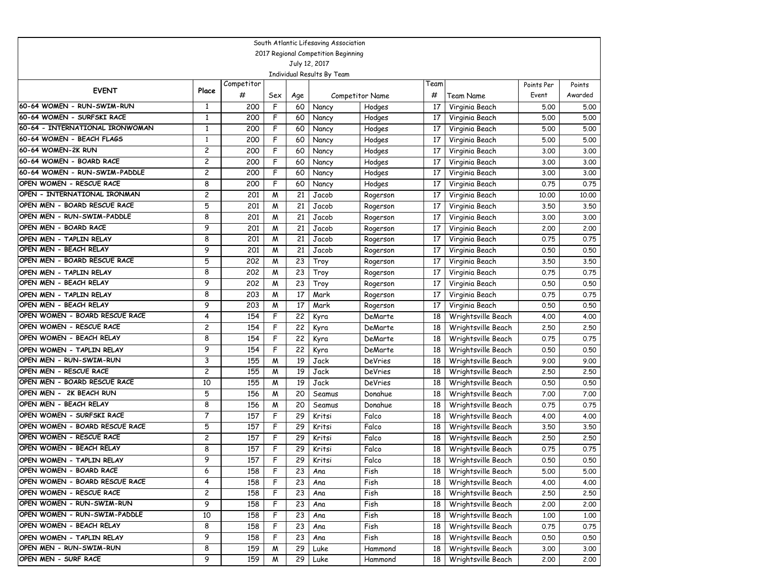South Atlantic Lifesaving Association

2017 Regional Competition Beginning

July 12, 2017

Individual Results By Team

| EVENT | Place | Competitor # | Sex | Age | Competitor Name | | Team # | Team Name | Points Per Event | Points Awarded |
|---|---|---|---|---|---|---|---|---|---|---|
| 60-64 WOMEN - RUN-SWIM-RUN | 1 | 200 | F | 60 | Nancy | Hodges | 17 | Virginia Beach | 5.00 | 5.00 |
| 60-64 WOMEN - SURFSKI RACE | 1 | 200 | F | 60 | Nancy | Hodges | 17 | Virginia Beach | 5.00 | 5.00 |
| 60-64 - INTERNATIONAL IRONWOMAN | 1 | 200 | F | 60 | Nancy | Hodges | 17 | Virginia Beach | 5.00 | 5.00 |
| 60-64 WOMEN - BEACH FLAGS | 1 | 200 | F | 60 | Nancy | Hodges | 17 | Virginia Beach | 5.00 | 5.00 |
| 60-64 WOMEN-2K RUN | 2 | 200 | F | 60 | Nancy | Hodges | 17 | Virginia Beach | 3.00 | 3.00 |
| 60-64 WOMEN - BOARD RACE | 2 | 200 | F | 60 | Nancy | Hodges | 17 | Virginia Beach | 3.00 | 3.00 |
| 60-64 WOMEN - RUN-SWIM-PADDLE | 2 | 200 | F | 60 | Nancy | Hodges | 17 | Virginia Beach | 3.00 | 3.00 |
| OPEN WOMEN - RESCUE RACE | 8 | 200 | F | 60 | Nancy | Hodges | 17 | Virginia Beach | 0.75 | 0.75 |
| OPEN - INTERNATIONAL IRONMAN | 2 | 201 | M | 21 | Jacob | Rogerson | 17 | Virginia Beach | 10.00 | 10.00 |
| OPEN MEN - BOARD RESCUE RACE | 5 | 201 | M | 21 | Jacob | Rogerson | 17 | Virginia Beach | 3.50 | 3.50 |
| OPEN MEN - RUN-SWIM-PADDLE | 8 | 201 | M | 21 | Jacob | Rogerson | 17 | Virginia Beach | 3.00 | 3.00 |
| OPEN MEN - BOARD RACE | 9 | 201 | M | 21 | Jacob | Rogerson | 17 | Virginia Beach | 2.00 | 2.00 |
| OPEN MEN - TAPLIN RELAY | 8 | 201 | M | 21 | Jacob | Rogerson | 17 | Virginia Beach | 0.75 | 0.75 |
| OPEN MEN - BEACH RELAY | 9 | 201 | M | 21 | Jacob | Rogerson | 17 | Virginia Beach | 0.50 | 0.50 |
| OPEN MEN - BOARD RESCUE RACE | 5 | 202 | M | 23 | Troy | Rogerson | 17 | Virginia Beach | 3.50 | 3.50 |
| OPEN MEN - TAPLIN RELAY | 8 | 202 | M | 23 | Troy | Rogerson | 17 | Virginia Beach | 0.75 | 0.75 |
| OPEN MEN - BEACH RELAY | 9 | 202 | M | 23 | Troy | Rogerson | 17 | Virginia Beach | 0.50 | 0.50 |
| OPEN MEN - TAPLIN RELAY | 8 | 203 | M | 17 | Mark | Rogerson | 17 | Virginia Beach | 0.75 | 0.75 |
| OPEN MEN - BEACH RELAY | 9 | 203 | M | 17 | Mark | Rogerson | 17 | Virginia Beach | 0.50 | 0.50 |
| OPEN WOMEN - BOARD RESCUE RACE | 4 | 154 | F | 22 | Kyra | DeMarte | 18 | Wrightsville Beach | 4.00 | 4.00 |
| OPEN WOMEN - RESCUE RACE | 2 | 154 | F | 22 | Kyra | DeMarte | 18 | Wrightsville Beach | 2.50 | 2.50 |
| OPEN WOMEN - BEACH RELAY | 8 | 154 | F | 22 | Kyra | DeMarte | 18 | Wrightsville Beach | 0.75 | 0.75 |
| OPEN WOMEN - TAPLIN RELAY | 9 | 154 | F | 22 | Kyra | DeMarte | 18 | Wrightsville Beach | 0.50 | 0.50 |
| OPEN MEN - RUN-SWIM-RUN | 3 | 155 | M | 19 | Jack | DeVries | 18 | Wrightsville Beach | 9.00 | 9.00 |
| OPEN MEN - RESCUE RACE | 2 | 155 | M | 19 | Jack | DeVries | 18 | Wrightsville Beach | 2.50 | 2.50 |
| OPEN MEN - BOARD RESCUE RACE | 10 | 155 | M | 19 | Jack | DeVries | 18 | Wrightsville Beach | 0.50 | 0.50 |
| OPEN MEN - 2K BEACH RUN | 5 | 156 | M | 20 | Seamus | Donahue | 18 | Wrightsville Beach | 7.00 | 7.00 |
| OPEN MEN - BEACH RELAY | 8 | 156 | M | 20 | Seamus | Donahue | 18 | Wrightsville Beach | 0.75 | 0.75 |
| OPEN WOMEN - SURFSKI RACE | 7 | 157 | F | 29 | Kritsi | Falco | 18 | Wrightsville Beach | 4.00 | 4.00 |
| OPEN WOMEN - BOARD RESCUE RACE | 5 | 157 | F | 29 | Kritsi | Falco | 18 | Wrightsville Beach | 3.50 | 3.50 |
| OPEN WOMEN - RESCUE RACE | 2 | 157 | F | 29 | Kritsi | Falco | 18 | Wrightsville Beach | 2.50 | 2.50 |
| OPEN WOMEN - BEACH RELAY | 8 | 157 | F | 29 | Kritsi | Falco | 18 | Wrightsville Beach | 0.75 | 0.75 |
| OPEN WOMEN - TAPLIN RELAY | 9 | 157 | F | 29 | Kritsi | Falco | 18 | Wrightsville Beach | 0.50 | 0.50 |
| OPEN WOMEN - BOARD RACE | 6 | 158 | F | 23 | Ana | Fish | 18 | Wrightsville Beach | 5.00 | 5.00 |
| OPEN WOMEN - BOARD RESCUE RACE | 4 | 158 | F | 23 | Ana | Fish | 18 | Wrightsville Beach | 4.00 | 4.00 |
| OPEN WOMEN - RESCUE RACE | 2 | 158 | F | 23 | Ana | Fish | 18 | Wrightsville Beach | 2.50 | 2.50 |
| OPEN WOMEN - RUN-SWIM-RUN | 9 | 158 | F | 23 | Ana | Fish | 18 | Wrightsville Beach | 2.00 | 2.00 |
| OPEN WOMEN - RUN-SWIM-PADDLE | 10 | 158 | F | 23 | Ana | Fish | 18 | Wrightsville Beach | 1.00 | 1.00 |
| OPEN WOMEN - BEACH RELAY | 8 | 158 | F | 23 | Ana | Fish | 18 | Wrightsville Beach | 0.75 | 0.75 |
| OPEN WOMEN - TAPLIN RELAY | 9 | 158 | F | 23 | Ana | Fish | 18 | Wrightsville Beach | 0.50 | 0.50 |
| OPEN MEN - RUN-SWIM-RUN | 8 | 159 | M | 29 | Luke | Hammond | 18 | Wrightsville Beach | 3.00 | 3.00 |
| OPEN MEN - SURF RACE | 9 | 159 | M | 29 | Luke | Hammond | 18 | Wrightsville Beach | 2.00 | 2.00 |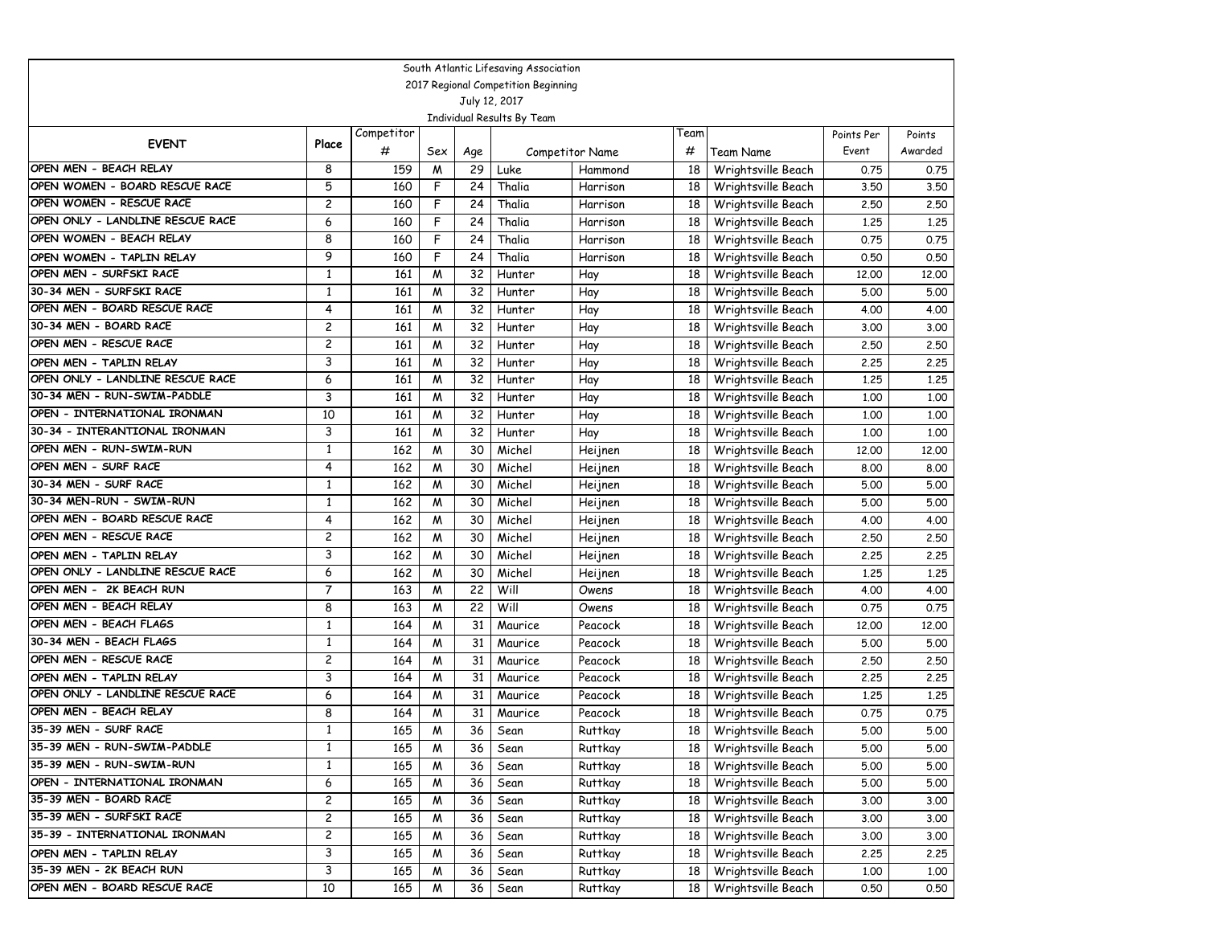South Atlantic Lifesaving Association

2017 Regional Competition Beginning

July 12, 2017

Individual Results By Team

| EVENT | Place | Competitor # | Sex | Age | Competitor Name | | Team # | Team Name | Points Per Event | Points Awarded |
|---|---|---|---|---|---|---|---|---|---|---|
| OPEN MEN - BEACH RELAY | 8 | 159 | M | 29 | Luke | Hammond | 18 | Wrightsville Beach | 0.75 | 0.75 |
| OPEN WOMEN - BOARD RESCUE RACE | 5 | 160 | F | 24 | Thalia | Harrison | 18 | Wrightsville Beach | 3.50 | 3.50 |
| OPEN WOMEN - RESCUE RACE | 2 | 160 | F | 24 | Thalia | Harrison | 18 | Wrightsville Beach | 2.50 | 2.50 |
| OPEN ONLY - LANDLINE RESCUE RACE | 6 | 160 | F | 24 | Thalia | Harrison | 18 | Wrightsville Beach | 1.25 | 1.25 |
| OPEN WOMEN - BEACH RELAY | 8 | 160 | F | 24 | Thalia | Harrison | 18 | Wrightsville Beach | 0.75 | 0.75 |
| OPEN WOMEN - TAPLIN RELAY | 9 | 160 | F | 24 | Thalia | Harrison | 18 | Wrightsville Beach | 0.50 | 0.50 |
| OPEN MEN - SURFSKI RACE | 1 | 161 | M | 32 | Hunter | Hay | 18 | Wrightsville Beach | 12.00 | 12.00 |
| 30-34 MEN - SURFSKI RACE | 1 | 161 | M | 32 | Hunter | Hay | 18 | Wrightsville Beach | 5.00 | 5.00 |
| OPEN MEN - BOARD RESCUE RACE | 4 | 161 | M | 32 | Hunter | Hay | 18 | Wrightsville Beach | 4.00 | 4.00 |
| 30-34 MEN - BOARD RACE | 2 | 161 | M | 32 | Hunter | Hay | 18 | Wrightsville Beach | 3.00 | 3.00 |
| OPEN MEN - RESCUE RACE | 2 | 161 | M | 32 | Hunter | Hay | 18 | Wrightsville Beach | 2.50 | 2.50 |
| OPEN MEN - TAPLIN RELAY | 3 | 161 | M | 32 | Hunter | Hay | 18 | Wrightsville Beach | 2.25 | 2.25 |
| OPEN ONLY - LANDLINE RESCUE RACE | 6 | 161 | M | 32 | Hunter | Hay | 18 | Wrightsville Beach | 1.25 | 1.25 |
| 30-34 MEN - RUN-SWIM-PADDLE | 3 | 161 | M | 32 | Hunter | Hay | 18 | Wrightsville Beach | 1.00 | 1.00 |
| OPEN - INTERNATIONAL IRONMAN | 10 | 161 | M | 32 | Hunter | Hay | 18 | Wrightsville Beach | 1.00 | 1.00 |
| 30-34 - INTERANTIONAL IRONMAN | 3 | 161 | M | 32 | Hunter | Hay | 18 | Wrightsville Beach | 1.00 | 1.00 |
| OPEN MEN - RUN-SWIM-RUN | 1 | 162 | M | 30 | Michel | Heijnen | 18 | Wrightsville Beach | 12.00 | 12.00 |
| OPEN MEN - SURF RACE | 4 | 162 | M | 30 | Michel | Heijnen | 18 | Wrightsville Beach | 8.00 | 8.00 |
| 30-34 MEN - SURF RACE | 1 | 162 | M | 30 | Michel | Heijnen | 18 | Wrightsville Beach | 5.00 | 5.00 |
| 30-34 MEN-RUN - SWIM-RUN | 1 | 162 | M | 30 | Michel | Heijnen | 18 | Wrightsville Beach | 5.00 | 5.00 |
| OPEN MEN - BOARD RESCUE RACE | 4 | 162 | M | 30 | Michel | Heijnen | 18 | Wrightsville Beach | 4.00 | 4.00 |
| OPEN MEN - RESCUE RACE | 2 | 162 | M | 30 | Michel | Heijnen | 18 | Wrightsville Beach | 2.50 | 2.50 |
| OPEN MEN - TAPLIN RELAY | 3 | 162 | M | 30 | Michel | Heijnen | 18 | Wrightsville Beach | 2.25 | 2.25 |
| OPEN ONLY - LANDLINE RESCUE RACE | 6 | 162 | M | 30 | Michel | Heijnen | 18 | Wrightsville Beach | 1.25 | 1.25 |
| OPEN MEN - 2K BEACH RUN | 7 | 163 | M | 22 | Will | Owens | 18 | Wrightsville Beach | 4.00 | 4.00 |
| OPEN MEN - BEACH RELAY | 8 | 163 | M | 22 | Will | Owens | 18 | Wrightsville Beach | 0.75 | 0.75 |
| OPEN MEN - BEACH FLAGS | 1 | 164 | M | 31 | Maurice | Peacock | 18 | Wrightsville Beach | 12.00 | 12.00 |
| 30-34 MEN - BEACH FLAGS | 1 | 164 | M | 31 | Maurice | Peacock | 18 | Wrightsville Beach | 5.00 | 5.00 |
| OPEN MEN - RESCUE RACE | 2 | 164 | M | 31 | Maurice | Peacock | 18 | Wrightsville Beach | 2.50 | 2.50 |
| OPEN MEN - TAPLIN RELAY | 3 | 164 | M | 31 | Maurice | Peacock | 18 | Wrightsville Beach | 2.25 | 2.25 |
| OPEN ONLY - LANDLINE RESCUE RACE | 6 | 164 | M | 31 | Maurice | Peacock | 18 | Wrightsville Beach | 1.25 | 1.25 |
| OPEN MEN - BEACH RELAY | 8 | 164 | M | 31 | Maurice | Peacock | 18 | Wrightsville Beach | 0.75 | 0.75 |
| 35-39 MEN - SURF RACE | 1 | 165 | M | 36 | Sean | Ruttkay | 18 | Wrightsville Beach | 5.00 | 5.00 |
| 35-39 MEN - RUN-SWIM-PADDLE | 1 | 165 | M | 36 | Sean | Ruttkay | 18 | Wrightsville Beach | 5.00 | 5.00 |
| 35-39 MEN - RUN-SWIM-RUN | 1 | 165 | M | 36 | Sean | Ruttkay | 18 | Wrightsville Beach | 5.00 | 5.00 |
| OPEN - INTERNATIONAL IRONMAN | 6 | 165 | M | 36 | Sean | Ruttkay | 18 | Wrightsville Beach | 5.00 | 5.00 |
| 35-39 MEN - BOARD RACE | 2 | 165 | M | 36 | Sean | Ruttkay | 18 | Wrightsville Beach | 3.00 | 3.00 |
| 35-39 MEN - SURFSKI RACE | 2 | 165 | M | 36 | Sean | Ruttkay | 18 | Wrightsville Beach | 3.00 | 3.00 |
| 35-39 - INTERNATIONAL IRONMAN | 2 | 165 | M | 36 | Sean | Ruttkay | 18 | Wrightsville Beach | 3.00 | 3.00 |
| OPEN MEN - TAPLIN RELAY | 3 | 165 | M | 36 | Sean | Ruttkay | 18 | Wrightsville Beach | 2.25 | 2.25 |
| 35-39 MEN - 2K BEACH RUN | 3 | 165 | M | 36 | Sean | Ruttkay | 18 | Wrightsville Beach | 1.00 | 1.00 |
| OPEN MEN - BOARD RESCUE RACE | 10 | 165 | M | 36 | Sean | Ruttkay | 18 | Wrightsville Beach | 0.50 | 0.50 |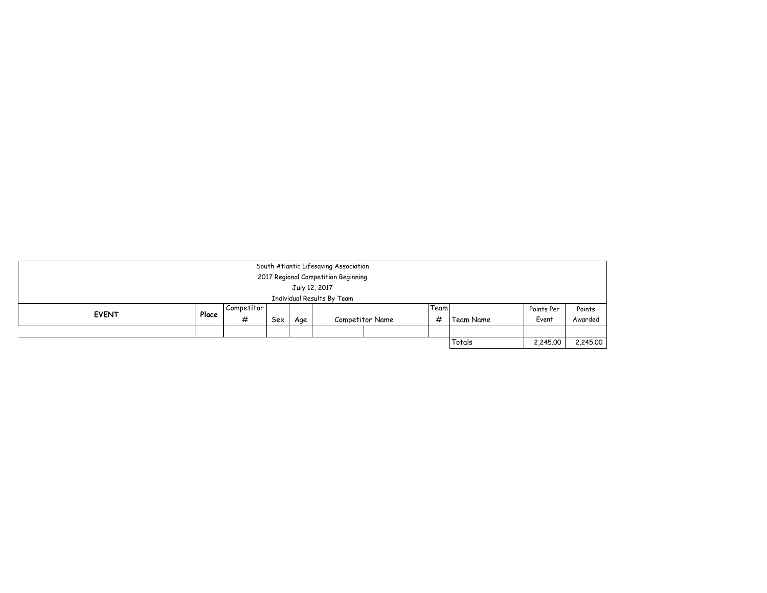South Atlantic Lifesaving Association

2017 Regional Competition Beginning

July 12, 2017

Individual Results By Team

| EVENT | Place | Competitor # | Sex | Age | Competitor Name | | Team # | Team Name | Points Per Event | Points Awarded |
|---|---|---|---|---|---|---|---|---|---|---|
| | | | | | | | | | | |
| | | | | | | | | Totals | 2,245.00 | 2,245.00 |